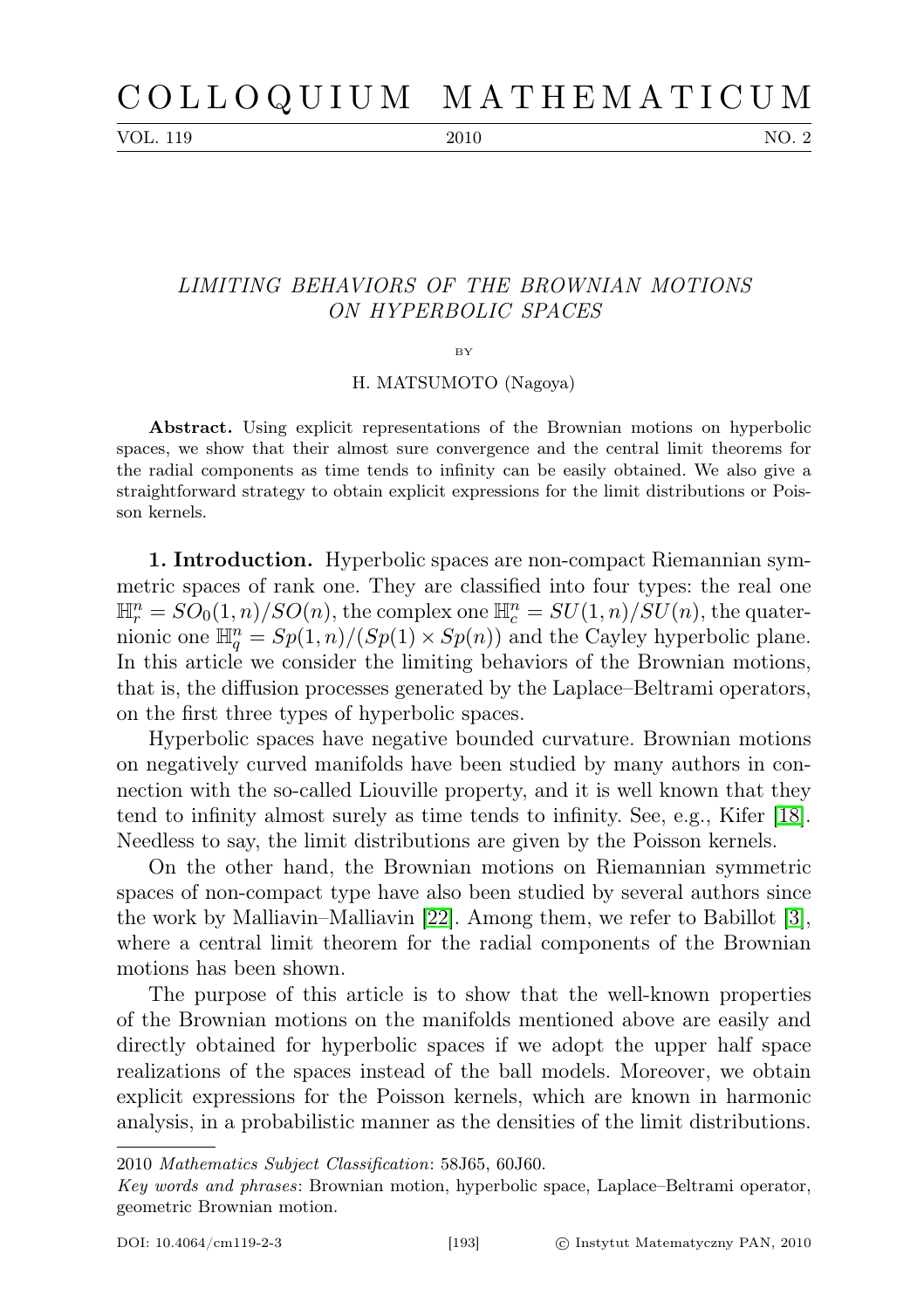COLLOQUIUM MATHEMATICUM

# LIMITING BEHAVIORS OF THE BROWNIAN MOTIONS ON HYPERBOLIC SPACES

BY

H. MATSUMOTO (Nagoya)

**Abstract.** Using explicit representations of the Brownian motions on hyperbolic spaces, we show that their almost sure convergence and the central limit theorems for the radial components as time tends to infinity can be easily obtained. We also give a straightforward strategy to obtain explicit expressions for the limit distributions or Poisson kernels.

**1. Introduction.** Hyperbolic spaces are non-compact Riemannian symmetric spaces of rank one. They are classified into four types: the real one $\mathbb{H}_r^n = SO_0(1,n)/SO(n)$, the complex one $\mathbb{H}_c^n = SU(1,n)/SU(n)$, the quaternionic one $\mathbb{H}_q^n = Sp(1,n)/(Sp(1)\times Sp(n))$ and the Cayley hyperbolic plane. In this article we consider the limiting behaviors of the Brownian motions, that is, the diffusion processes generated by the Laplace–Beltrami operators, on the first three types of hyperbolic spaces.

Hyperbolic spaces have negative bounded curvature. Brownian motions on negatively curved manifolds have been studied by many authors in connection with the so-called Liouville property, and it is well known that they tend to infinity almost surely as time tends to infinity. See, e.g., Kifer [18]. Needless to say, the limit distributions are given by the Poisson kernels.

On the other hand, the Brownian motions on Riemannian symmetric spaces of non-compact type have also been studied by several authors since the work by Malliavin–Malliavin [22]. Among them, we refer to Babillot [3], where a central limit theorem for the radial components of the Brownian motions has been shown.

The purpose of this article is to show that the well-known properties of the Brownian motions on the manifolds mentioned above are easily and directly obtained for hyperbolic spaces if we adopt the upper half space realizations of the spaces instead of the ball models. Moreover, we obtain explicit expressions for the Poisson kernels, which are known in harmonic analysis, in a probabilistic manner as the densities of the limit distributions.

2010 *Mathematics Subject Classification*: 58J65, 60J60.

*Key words and phrases*: Brownian motion, hyperbolic space, Laplace–Beltrami operator, geometric Brownian motion.

DOI: 10.4064/cm119-2-3 © Instytut Matematyczny PAN, 2010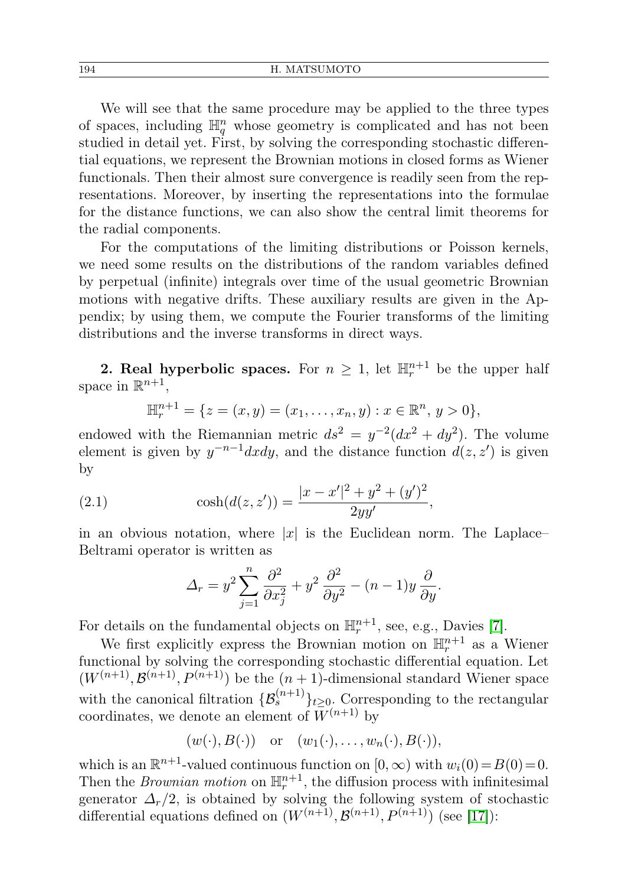We will see that the same procedure may be applied to the three types of spaces, including $\mathbb{H}_q^n$ whose geometry is complicated and has not been studied in detail yet. First, by solving the corresponding stochastic differential equations, we represent the Brownian motions in closed forms as Wiener functionals. Then their almost sure convergence is readily seen from the representations. Moreover, by inserting the representations into the formulae for the distance functions, we can also show the central limit theorems for the radial components.

For the computations of the limiting distributions or Poisson kernels, we need some results on the distributions of the random variables defined by perpetual (infinite) integrals over time of the usual geometric Brownian motions with negative drifts. These auxiliary results are given in the Appendix; by using them, we compute the Fourier transforms of the limiting distributions and the inverse transforms in direct ways.

**2. Real hyperbolic spaces.** For $n \geq 1$, let $\mathbb{H}_r^{n+1}$ be the upper half space in $\mathbb{R}^{n+1}$,

$$\mathbb{H}_r^{n+1} = \{z = (x, y) = (x_1, \ldots, x_n, y) : x \in \mathbb{R}^n,\ y > 0\},$$

endowed with the Riemannian metric $ds^2 = y^{-2}(dx^2 + dy^2)$. The volume element is given by $y^{-n-1}dxdy$, and the distance function $d(z, z')$ is given by

$$\cosh(d(z, z')) = \frac{|x - x'|^2 + y^2 + (y')^2}{2yy'}, \tag{2.1}$$

in an obvious notation, where $|x|$ is the Euclidean norm. The Laplace–Beltrami operator is written as

$$\Delta_r = y^2 \sum_{j=1}^{n} \frac{\partial^2}{\partial x_j^2} + y^2 \frac{\partial^2}{\partial y^2} - (n-1)y \frac{\partial}{\partial y}.$$

For details on the fundamental objects on $\mathbb{H}_r^{n+1}$, see, e.g., Davies [7].

We first explicitly express the Brownian motion on $\mathbb{H}_r^{n+1}$ as a Wiener functional by solving the corresponding stochastic differential equation. Let $(W^{(n+1)}, \mathcal{B}^{(n+1)}, P^{(n+1)})$ be the $(n+1)$-dimensional standard Wiener space with the canonical filtration $\{\mathcal{B}_s^{(n+1)}\}_{t\geq 0}$. Corresponding to the rectangular coordinates, we denote an element of $W^{(n+1)}$ by

$$(w(\cdot), B(\cdot)) \quad \text{or} \quad (w_1(\cdot), \ldots, w_n(\cdot), B(\cdot)),$$

which is an $\mathbb{R}^{n+1}$-valued continuous function on $[0, \infty)$ with $w_i(0) = B(0) = 0$. Then the *Brownian motion* on $\mathbb{H}_r^{n+1}$, the diffusion process with infinitesimal generator $\Delta_r/2$, is obtained by solving the following system of stochastic differential equations defined on $(W^{(n+1)}, \mathcal{B}^{(n+1)}, P^{(n+1)})$ (see [17]):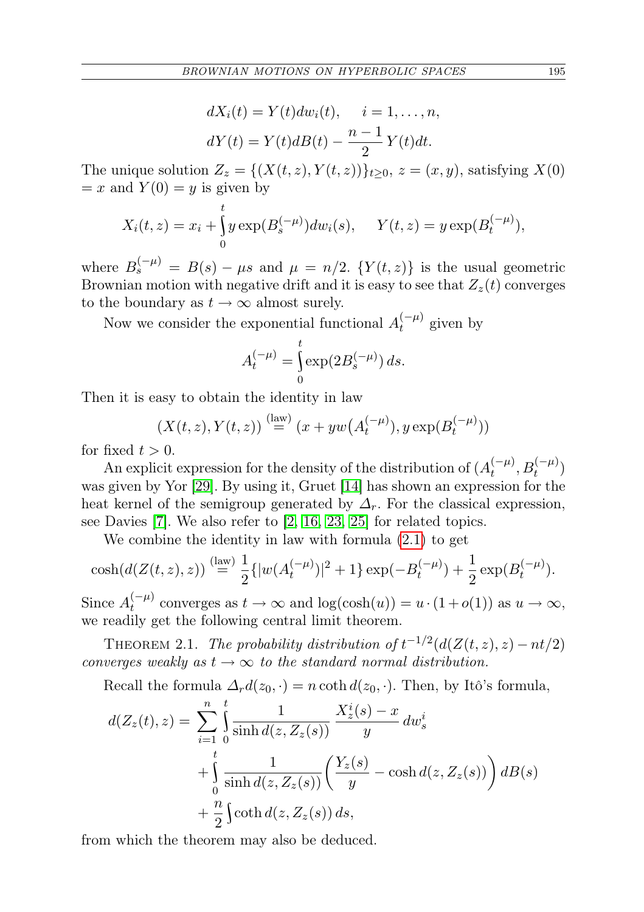$$dX_i(t) = Y(t)dw_i(t), \quad i = 1, \dots, n,$$
$$dY(t) = Y(t)dB(t) - \frac{n-1}{2}Y(t)dt.$$

The unique solution $Z_z = \{(X(t,z), Y(t,z))\}_{t\geq 0}$, $z = (x,y)$, satisfying $X(0) = x$ and $Y(0) = y$ is given by

$$X_i(t,z) = x_i + \int_0^t y \exp(B_s^{(-\mu)}) dw_i(s), \quad Y(t,z) = y\exp(B_t^{(-\mu)}),$$

where $B_s^{(-\mu)} = B(s) - \mu s$ and $\mu = n/2$. $\{Y(t,z)\}$ is the usual geometric Brownian motion with negative drift and it is easy to see that $Z_z(t)$ converges to the boundary as $t \to \infty$ almost surely.

Now we consider the exponential functional $A_t^{(-\mu)}$ given by

$$A_t^{(-\mu)} = \int_0^t \exp(2B_s^{(-\mu)})\, ds.$$

Then it is easy to obtain the identity in law

$$(X(t,z), Y(t,z)) \stackrel{\text{(law)}}{=} (x + yw(A_t^{(-\mu)}), y\exp(B_t^{(-\mu)}))$$

for fixed $t > 0$.

An explicit expression for the density of the distribution of $(A_t^{(-\mu)}, B_t^{(-\mu)})$ was given by Yor [29]. By using it, Gruet [14] has shown an expression for the heat kernel of the semigroup generated by $\Delta_r$. For the classical expression, see Davies [7]. We also refer to [2, 16, 23, 25] for related topics.

We combine the identity in law with formula (2.1) to get

$$\cosh(d(Z(t,z),z)) \stackrel{\text{(law)}}{=} \frac{1}{2}\{|w(A_t^{(-\mu)})|^2 + 1\}\exp(-B_t^{(-\mu)}) + \frac{1}{2}\exp(B_t^{(-\mu)}).$$

Since $A_t^{(-\mu)}$ converges as $t \to \infty$ and $\log(\cosh(u)) = u \cdot (1 + o(1))$ as $u \to \infty$, we readily get the following central limit theorem.

THEOREM 2.1. *The probability distribution of* $t^{-1/2}(d(Z(t,z),z) - nt/2)$ *converges weakly as* $t \to \infty$ *to the standard normal distribution.*

Recall the formula $\Delta_r d(z_0, \cdot) = n \coth d(z_0, \cdot)$. Then, by Itô's formula,

$$\begin{aligned}
d(Z_z(t), z) = &\sum_{i=1}^n \int_0^t \frac{1}{\sinh d(z, Z_z(s))} \, \frac{X_z^i(s) - x}{y}\, dw_s^i \\
&+ \int_0^t \frac{1}{\sinh d(z, Z_z(s))}\left(\frac{Y_z(s)}{y} - \cosh d(z, Z_z(s))\right) dB(s) \\
&+ \frac{n}{2}\int \coth d(z, Z_z(s))\, ds,
\end{aligned}$$

from which the theorem may also be deduced.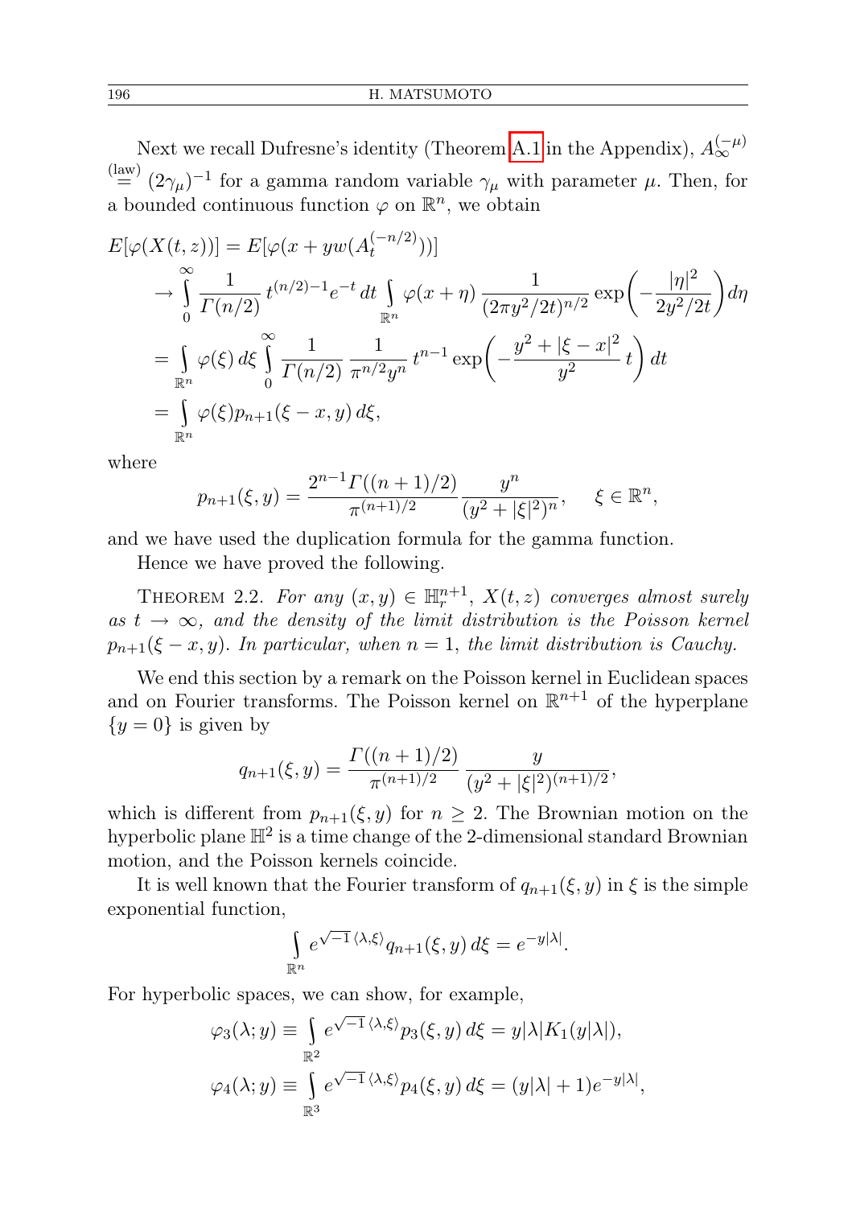Next we recall Dufresne's identity (Theorem A.1 in the Appendix), $A_\infty^{(-\mu)} \stackrel{\text{(law)}}{=} (2\gamma_\mu)^{-1}$ for a gamma random variable $\gamma_\mu$ with parameter $\mu$. Then, for a bounded continuous function $\varphi$ on $\mathbb{R}^n$, we obtain

$$
\begin{aligned}
E[\varphi(X(t,z))] &= E[\varphi(x + yw(A_t^{(-n/2)}))] \\
&\to \int_0^\infty \frac{1}{\Gamma(n/2)}\, t^{(n/2)-1} e^{-t}\, dt \int_{\mathbb{R}^n} \varphi(x+\eta)\, \frac{1}{(2\pi y^2/2t)^{n/2}} \exp\left(-\frac{|\eta|^2}{2y^2/2t}\right) d\eta \\
&= \int_{\mathbb{R}^n} \varphi(\xi)\, d\xi \int_0^\infty \frac{1}{\Gamma(n/2)}\, \frac{1}{\pi^{n/2} y^n}\, t^{n-1} \exp\left(-\frac{y^2 + |\xi - x|^2}{y^2}\, t\right) dt \\
&= \int_{\mathbb{R}^n} \varphi(\xi) p_{n+1}(\xi - x, y)\, d\xi,
\end{aligned}
$$

where

$$
p_{n+1}(\xi, y) = \frac{2^{n-1}\Gamma((n+1)/2)}{\pi^{(n+1)/2}}\, \frac{y^n}{(y^2 + |\xi|^2)^n}, \qquad \xi \in \mathbb{R}^n,
$$

and we have used the duplication formula for the gamma function.

Hence we have proved the following.

THEOREM 2.2. *For any $(x, y) \in \mathbb{H}_r^{n+1}$, $X(t, z)$ converges almost surely as $t \to \infty$, and the density of the limit distribution is the Poisson kernel $p_{n+1}(\xi - x, y)$. In particular, when $n = 1$, the limit distribution is Cauchy.*

We end this section by a remark on the Poisson kernel in Euclidean spaces and on Fourier transforms. The Poisson kernel on $\mathbb{R}^{n+1}$ of the hyperplane $\{y = 0\}$ is given by

$$
q_{n+1}(\xi, y) = \frac{\Gamma((n+1)/2)}{\pi^{(n+1)/2}}\, \frac{y}{(y^2 + |\xi|^2)^{(n+1)/2}},
$$

which is different from $p_{n+1}(\xi, y)$ for $n \geq 2$. The Brownian motion on the hyperbolic plane $\mathbb{H}^2$ is a time change of the 2-dimensional standard Brownian motion, and the Poisson kernels coincide.

It is well known that the Fourier transform of $q_{n+1}(\xi, y)$ in $\xi$ is the simple exponential function,

$$
\int_{\mathbb{R}^n} e^{\sqrt{-1}\,\langle \lambda, \xi \rangle} q_{n+1}(\xi, y)\, d\xi = e^{-y|\lambda|}.
$$

For hyperbolic spaces, we can show, for example,

$$
\begin{aligned}
\varphi_3(\lambda; y) &\equiv \int_{\mathbb{R}^2} e^{\sqrt{-1}\,\langle \lambda, \xi \rangle} p_3(\xi, y)\, d\xi = y|\lambda| K_1(y|\lambda|), \\
\varphi_4(\lambda; y) &\equiv \int_{\mathbb{R}^3} e^{\sqrt{-1}\,\langle \lambda, \xi \rangle} p_4(\xi, y)\, d\xi = (y|\lambda| + 1) e^{-y|\lambda|},
\end{aligned}
$$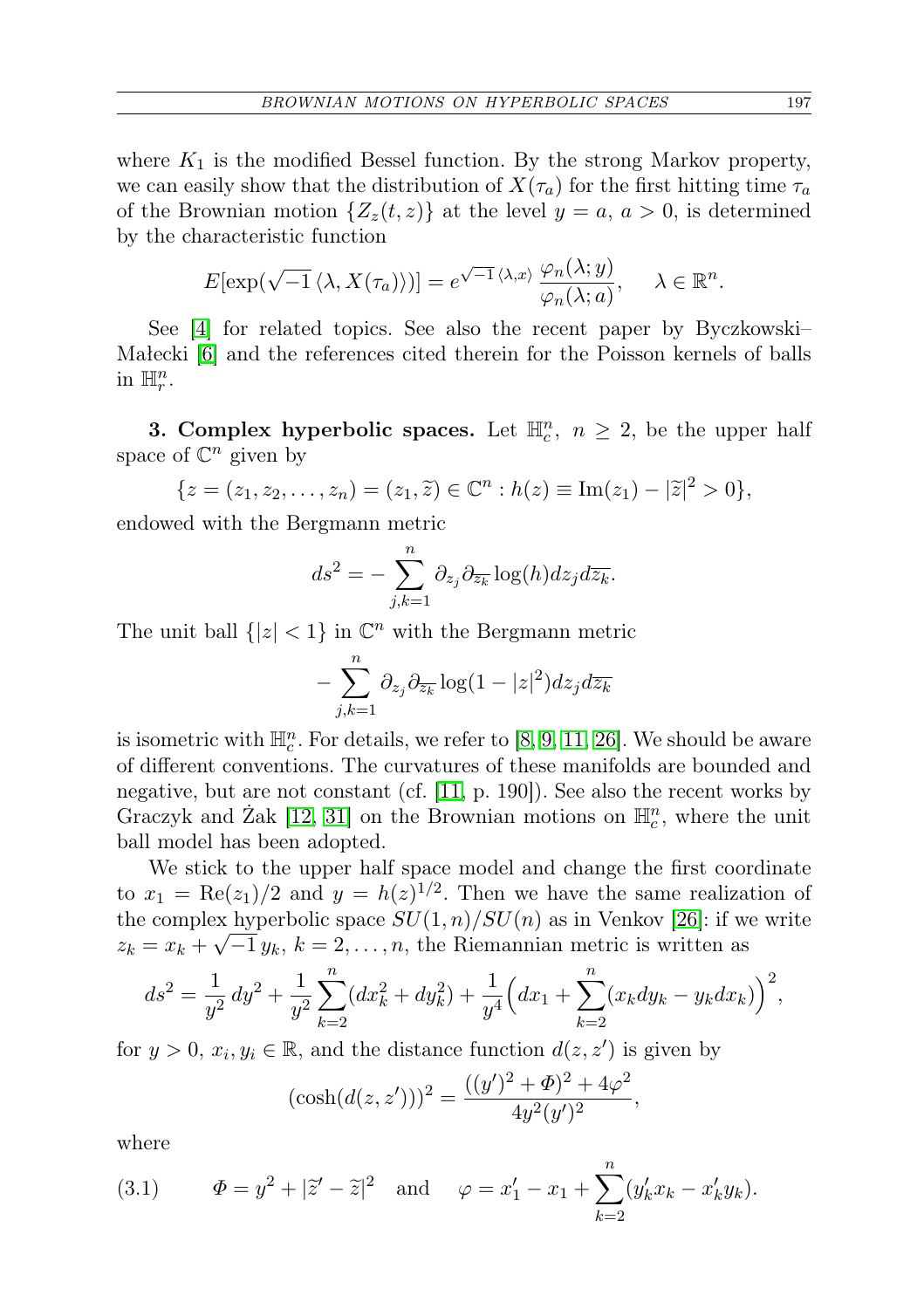where $K_1$ is the modified Bessel function. By the strong Markov property, we can easily show that the distribution of $X(\tau_a)$ for the first hitting time $\tau_a$ of the Brownian motion $\{Z_z(t,z)\}$ at the level $y=a$, $a>0$, is determined by the characteristic function

$$E[\exp(\sqrt{-1}\,\langle\lambda, X(\tau_a)\rangle)] = e^{\sqrt{-1}\,\langle\lambda,x\rangle}\,\frac{\varphi_n(\lambda;y)}{\varphi_n(\lambda;a)},\qquad \lambda\in\mathbb{R}^n.$$

See [4] for related topics. See also the recent paper by Byczkowski–Małecki [6] and the references cited therein for the Poisson kernels of balls in $\mathbb{H}^n_r$.

**3. Complex hyperbolic spaces.** Let $\mathbb{H}^n_c$, $n\geq 2$, be the upper half space of $\mathbb{C}^n$ given by

$$\{z=(z_1,z_2,\ldots,z_n)=(z_1,\widetilde{z})\in\mathbb{C}^n : h(z)\equiv \mathrm{Im}(z_1)-|\widetilde{z}|^2>0\},$$

endowed with the Bergmann metric

$$ds^2 = -\sum_{j,k=1}^n \partial_{z_j}\partial_{\overline{z_k}}\log(h)dz_j d\overline{z_k}.$$

The unit ball $\{|z|<1\}$ in $\mathbb{C}^n$ with the Bergmann metric

$$-\sum_{j,k=1}^n \partial_{z_j}\partial_{\overline{z_k}}\log(1-|z|^2)dz_j d\overline{z_k}$$

is isometric with $\mathbb{H}^n_c$. For details, we refer to [8, 9, 11, 26]. We should be aware of different conventions. The curvatures of these manifolds are bounded and negative, but are not constant (cf. [11, p. 190]). See also the recent works by Graczyk and Żak [12, 31] on the Brownian motions on $\mathbb{H}^n_c$, where the unit ball model has been adopted.

We stick to the upper half space model and change the first coordinate to $x_1=\mathrm{Re}(z_1)/2$ and $y=h(z)^{1/2}$. Then we have the same realization of the complex hyperbolic space $SU(1,n)/SU(n)$ as in Venkov [26]: if we write $z_k=x_k+\sqrt{-1}\,y_k$, $k=2,\ldots,n$, the Riemannian metric is written as

$$ds^2=\frac{1}{y^2}\,dy^2+\frac{1}{y^2}\sum_{k=2}^n(dx_k^2+dy_k^2)+\frac{1}{y^4}\Big(dx_1+\sum_{k=2}^n(x_k dy_k - y_k dx_k)\Big)^2,$$

for $y>0$, $x_i,y_i\in\mathbb{R}$, and the distance function $d(z,z')$ is given by

$$(\cosh(d(z,z')))^2=\frac{((y')^2+\Phi)^2+4\varphi^2}{4y^2(y')^2},$$

where

$$\Phi=y^2+|\widetilde{z}'-\widetilde{z}|^2\quad\text{and}\quad \varphi=x_1'-x_1+\sum_{k=2}^n(y_k'x_k-x_k'y_k). \tag{3.1}$$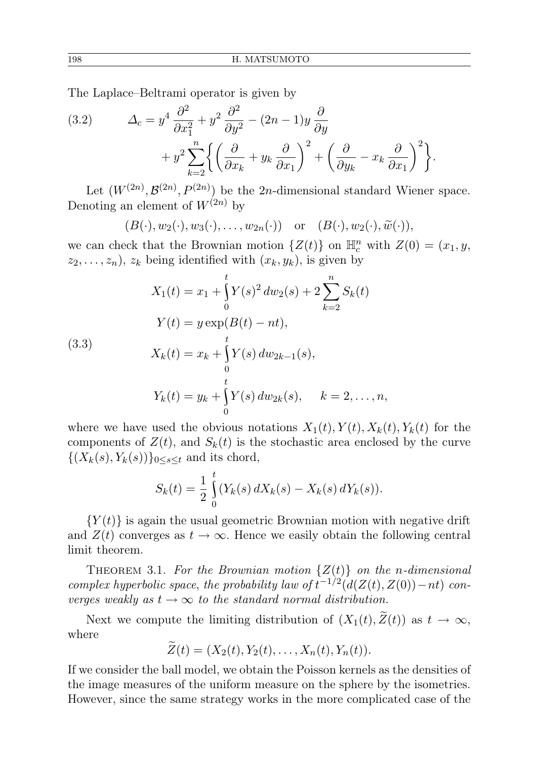The Laplace–Beltrami operator is given by

$$
(3.2)\qquad \Delta_c = y^4 \frac{\partial^2}{\partial x_1^2} + y^2 \frac{\partial^2}{\partial y^2} - (2n-1) y \frac{\partial}{\partial y} + y^2 \sum_{k=2}^{n} \bigg\{ \bigg( \frac{\partial}{\partial x_k} + y_k \frac{\partial}{\partial x_1} \bigg)^2 + \bigg( \frac{\partial}{\partial y_k} - x_k \frac{\partial}{\partial x_1} \bigg)^2 \bigg\}.
$$

Let $(W^{(2n)}, \mathcal{B}^{(2n)}, P^{(2n)})$ be the $2n$-dimensional standard Wiener space. Denoting an element of $W^{(2n)}$ by

$$
(B(\cdot), w_2(\cdot), w_3(\cdot), \ldots, w_{2n}(\cdot)) \quad \text{or} \quad (B(\cdot), w_2(\cdot), \widetilde{w}(\cdot)),
$$

we can check that the Brownian motion $\{Z(t)\}$ on $\mathbb{H}_c^n$ with $Z(0) = (x_1, y, z_2, \ldots, z_n)$, $z_k$ being identified with $(x_k, y_k)$, is given by

$$
(3.3)\qquad \begin{aligned}
X_1(t) &= x_1 + \int_0^t Y(s)^2 \, dw_2(s) + 2 \sum_{k=2}^{n} S_k(t) \\
Y(t) &= y \exp(B(t) - nt), \\
X_k(t) &= x_k + \int_0^t Y(s) \, dw_{2k-1}(s), \\
Y_k(t) &= y_k + \int_0^t Y(s) \, dw_{2k}(s), \qquad k = 2, \ldots, n,
\end{aligned}
$$

where we have used the obvious notations $X_1(t), Y(t), X_k(t), Y_k(t)$ for the components of $Z(t)$, and $S_k(t)$ is the stochastic area enclosed by the curve $\{(X_k(s), Y_k(s))\}_{0 \le s \le t}$ and its chord,

$$
S_k(t) = \frac{1}{2} \int_0^t (Y_k(s) \, dX_k(s) - X_k(s) \, dY_k(s)).
$$

$\{Y(t)\}$ is again the usual geometric Brownian motion with negative drift and $Z(t)$ converges as $t \to \infty$. Hence we easily obtain the following central limit theorem.

THEOREM 3.1. *For the Brownian motion $\{Z(t)\}$ on the $n$-dimensional complex hyperbolic space, the probability law of $t^{-1/2}(d(Z(t), Z(0)) - nt)$ converges weakly as $t \to \infty$ to the standard normal distribution.*

Next we compute the limiting distribution of $(X_1(t), \widetilde{Z}(t))$ as $t \to \infty$, where

$$
\widetilde{Z}(t) = (X_2(t), Y_2(t), \ldots, X_n(t), Y_n(t)).
$$

If we consider the ball model, we obtain the Poisson kernels as the densities of the image measures of the uniform measure on the sphere by the isometries. However, since the same strategy works in the more complicated case of the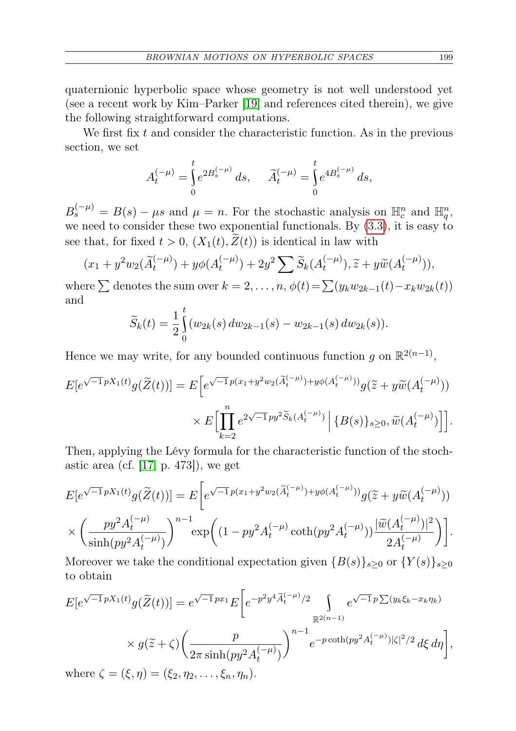quaternionic hyperbolic space whose geometry is not well understood yet (see a recent work by Kim–Parker [19] and references cited therein), we give the following straightforward computations.

We first fix $t$ and consider the characteristic function. As in the previous section, we set

$$A_t^{(-\mu)} = \int_0^t e^{2B_s^{(-\mu)}}\, ds, \qquad \widetilde{A}_t^{(-\mu)} = \int_0^t e^{4B_s^{(-\mu)}}\, ds,$$

$B_s^{(-\mu)} = B(s) - \mu s$ and $\mu = n$. For the stochastic analysis on $\mathbb{H}_c^n$ and $\mathbb{H}_q^n$, we need to consider these two exponential functionals. By (3.3), it is easy to see that, for fixed $t > 0$, $(X_1(t), \widetilde{Z}(t))$ is identical in law with

$$(x_1 + y^2 w_2(\widetilde{A}_t^{(-\mu)}) + y\phi(A_t^{(-\mu)}) + 2y^2 \sum \widetilde{S}_k(A_t^{(-\mu)}), \widetilde{z} + y\widetilde{w}(A_t^{(-\mu)})),$$

where $\sum$ denotes the sum over $k = 2, \ldots, n$, $\phi(t) = \sum(y_k w_{2k-1}(t) - x_k w_{2k}(t))$ and

$$\widetilde{S}_k(t) = \frac{1}{2}\int_0^t (w_{2k}(s)\, dw_{2k-1}(s) - w_{2k-1}(s)\, dw_{2k}(s)).$$

Hence we may write, for any bounded continuous function $g$ on $\mathbb{R}^{2(n-1)}$,

$$\begin{aligned}
E[e^{\sqrt{-1}\,pX_1(t)} g(\widetilde{Z}(t))] &= E\Big[e^{\sqrt{-1}\,p(x_1 + y^2 w_2(\widetilde{A}_t^{(-\mu)}) + y\phi(A_t^{(-\mu)}))} g(\widetilde{z} + y\widetilde{w}(A_t^{(-\mu)})) \\
&\qquad \times E\Big[\prod_{k=2}^n e^{2\sqrt{-1}\,py^2 \widetilde{S}_k(A_t^{(-\mu)})} \,\Big|\, \{B(s)\}_{s\geq 0}, \widetilde{w}(A_t^{(-\mu)})\Big]\Big].
\end{aligned}$$

Then, applying the Lévy formula for the characteristic function of the stochastic area (cf. [17, p. 473]), we get

$$\begin{aligned}
E[e^{\sqrt{-1}\,pX_1(t)} g(\widetilde{Z}(t))] &= E\Big[e^{\sqrt{-1}\,p(x_1 + y^2 w_2(\widetilde{A}_t^{(-\mu)}) + y\phi(A_t^{(-\mu)}))} g(\widetilde{z} + y\widetilde{w}(A_t^{(-\mu)})) \\
&\times \bigg(\frac{py^2 A_t^{(-\mu)}}{\sinh(py^2 A_t^{(-\mu)})}\bigg)^{n-1} \exp\bigg((1 - py^2 A_t^{(-\mu)} \coth(py^2 A_t^{(-\mu)}))\frac{|\widetilde{w}(A_t^{(-\mu)})|^2}{2A_t^{(-\mu)}}\bigg)\Big].
\end{aligned}$$

Moreover we take the conditional expectation given $\{B(s)\}_{s\geq 0}$ or $\{Y(s)\}_{s\geq 0}$ to obtain

$$\begin{aligned}
E[e^{\sqrt{-1}\,pX_1(t)} g(\widetilde{Z}(t))] &= e^{\sqrt{-1}\,px_1} E\Big[e^{-p^2 y^4 \widetilde{A}_t^{(-\mu)}/2} \int_{\mathbb{R}^{2(n-1)}} e^{\sqrt{-1}\,p\sum(y_k \xi_k - x_k \eta_k)} \\
&\qquad \times g(\widetilde{z} + \zeta)\bigg(\frac{p}{2\pi \sinh(py^2 A_t^{(-\mu)})}\bigg)^{n-1} e^{-p\coth(py^2 A_t^{(-\mu)})|\zeta|^2/2}\, d\xi\, d\eta\Big],
\end{aligned}$$

where $\zeta = (\xi, \eta) = (\xi_2, \eta_2, \ldots, \xi_n, \eta_n)$.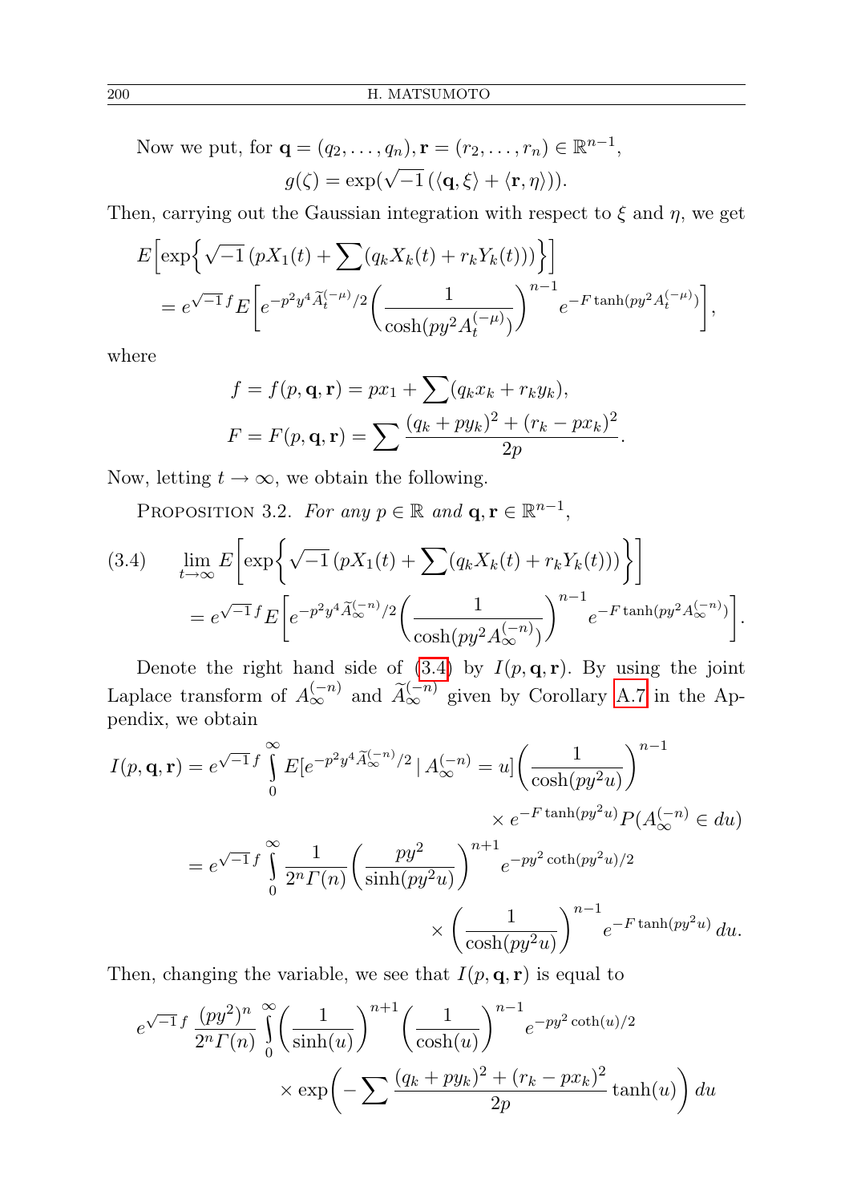Now we put, for $\mathbf{q} = (q_2, \ldots, q_n), \mathbf{r} = (r_2, \ldots, r_n) \in \mathbb{R}^{n-1}$,

$$g(\zeta) = \exp(\sqrt{-1}\,(\langle \mathbf{q}, \xi\rangle + \langle \mathbf{r}, \eta\rangle)).$$

Then, carrying out the Gaussian integration with respect to $\xi$ and $\eta$, we get

$$\begin{aligned}
&E\Big[\exp\Big\{\sqrt{-1}\,(pX_1(t) + \sum(q_k X_k(t) + r_k Y_k(t)))\Big\}\Big] \\
&\quad = e^{\sqrt{-1}\,f} E\bigg[e^{-p^2y^4\widetilde{A}_t^{(-\mu)}/2}\bigg(\frac{1}{\cosh(py^2A_t^{(-\mu)})}\bigg)^{n-1} e^{-F\tanh(py^2A_t^{(-\mu)})}\bigg],
\end{aligned}$$

where

$$\begin{aligned}
f &= f(p,\mathbf{q},\mathbf{r}) = px_1 + \sum(q_k x_k + r_k y_k), \\
F &= F(p,\mathbf{q},\mathbf{r}) = \sum \frac{(q_k + py_k)^2 + (r_k - px_k)^2}{2p}.
\end{aligned}$$

Now, letting $t \to \infty$, we obtain the following.

Proposition 3.2. *For any $p \in \mathbb{R}$ and $\mathbf{q}, \mathbf{r} \in \mathbb{R}^{n-1}$,*

$$\begin{aligned}
(3.4)\qquad &\lim_{t\to\infty} E\Big[\exp\Big\{\sqrt{-1}\,(pX_1(t) + \sum(q_k X_k(t) + r_k Y_k(t)))\Big\}\Big] \\
&\quad = e^{\sqrt{-1}\,f} E\bigg[e^{-p^2y^4\widetilde{A}_\infty^{(-n)}/2}\bigg(\frac{1}{\cosh(py^2A_\infty^{(-n)})}\bigg)^{n-1} e^{-F\tanh(py^2A_\infty^{(-n)})}\bigg].
\end{aligned}$$

Denote the right hand side of (3.4) by $I(p,\mathbf{q},\mathbf{r})$. By using the joint Laplace transform of $A_\infty^{(-n)}$ and $\widetilde{A}_\infty^{(-n)}$ given by Corollary A.7 in the Appendix, we obtain

$$\begin{aligned}
I(p,\mathbf{q},\mathbf{r}) &= e^{\sqrt{-1}\,f}\int_0^\infty E[e^{-p^2y^4\widetilde{A}_\infty^{(-n)}/2} \,|\, A_\infty^{(-n)} = u]\bigg(\frac{1}{\cosh(py^2u)}\bigg)^{n-1} \\
&\qquad\qquad \times e^{-F\tanh(py^2u)}P(A_\infty^{(-n)} \in du) \\
&= e^{\sqrt{-1}\,f}\int_0^\infty \frac{1}{2^n\Gamma(n)}\bigg(\frac{py^2}{\sinh(py^2u)}\bigg)^{n+1} e^{-py^2\coth(py^2u)/2} \\
&\qquad\qquad \times \bigg(\frac{1}{\cosh(py^2u)}\bigg)^{n-1} e^{-F\tanh(py^2u)}\,du.
\end{aligned}$$

Then, changing the variable, we see that $I(p,\mathbf{q},\mathbf{r})$ is equal to

$$\begin{aligned}
&e^{\sqrt{-1}\,f}\,\frac{(py^2)^n}{2^n\Gamma(n)}\int_0^\infty \bigg(\frac{1}{\sinh(u)}\bigg)^{n+1}\bigg(\frac{1}{\cosh(u)}\bigg)^{n-1} e^{-py^2\coth(u)/2} \\
&\qquad\qquad \times \exp\bigg(-\sum\frac{(q_k+py_k)^2 + (r_k - px_k)^2}{2p}\tanh(u)\bigg)\,du
\end{aligned}$$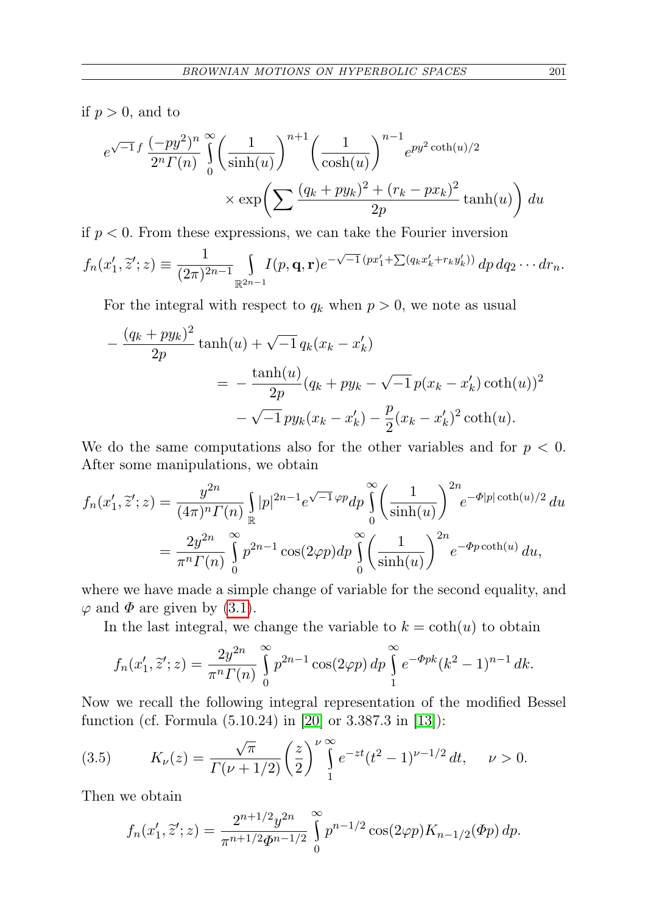if $p > 0$, and to

$$
e^{\sqrt{-1}\,f}\,\frac{(-py^2)^n}{2^n\Gamma(n)}\int_0^\infty\left(\frac{1}{\sinh(u)}\right)^{n+1}\left(\frac{1}{\cosh(u)}\right)^{n-1}e^{py^2\coth(u)/2}
\times\exp\!\left(\sum\frac{(q_k+py_k)^2+(r_k-px_k)^2}{2p}\tanh(u)\right)du
$$

if $p < 0$. From these expressions, we can take the Fourier inversion

$$
f_n(x_1',\widetilde{z}';z)\equiv\frac{1}{(2\pi)^{2n-1}}\int_{\mathbb{R}^{2n-1}}I(p,\mathbf{q},\mathbf{r})e^{-\sqrt{-1}\,(px_1'+\sum(q_kx_k'+r_ky_k'))}\,dp\,dq_2\cdots dr_n.
$$

For the integral with respect to $q_k$ when $p > 0$, we note as usual

$$
\begin{aligned}
-\frac{(q_k+py_k)^2}{2p}\tanh(u)+\sqrt{-1}\,q_k(x_k-x_k')
&= -\frac{\tanh(u)}{2p}(q_k+py_k-\sqrt{-1}\,p(x_k-x_k')\coth(u))^2\\
&\quad-\sqrt{-1}\,py_k(x_k-x_k')-\frac{p}{2}(x_k-x_k')^2\coth(u).
\end{aligned}
$$

We do the same computations also for the other variables and for $p < 0$. After some manipulations, we obtain

$$
\begin{aligned}
f_n(x_1',\widetilde{z}';z)&=\frac{y^{2n}}{(4\pi)^n\Gamma(n)}\int_{\mathbb{R}}|p|^{2n-1}e^{\sqrt{-1}\,\varphi p}dp\int_0^\infty\left(\frac{1}{\sinh(u)}\right)^{2n}e^{-\Phi|p|\coth(u)/2}\,du\\
&=\frac{2y^{2n}}{\pi^n\Gamma(n)}\int_0^\infty p^{2n-1}\cos(2\varphi p)dp\int_0^\infty\left(\frac{1}{\sinh(u)}\right)^{2n}e^{-\Phi p\coth(u)}\,du,
\end{aligned}
$$

where we have made a simple change of variable for the second equality, and $\varphi$ and $\Phi$ are given by (3.1).

In the last integral, we change the variable to $k = \coth(u)$ to obtain

$$
f_n(x_1',\widetilde{z}';z)=\frac{2y^{2n}}{\pi^n\Gamma(n)}\int_0^\infty p^{2n-1}\cos(2\varphi p)\,dp\int_1^\infty e^{-\Phi pk}(k^2-1)^{n-1}\,dk.
$$

Now we recall the following integral representation of the modified Bessel function (cf. Formula (5.10.24) in [20] or 3.387.3 in [13]):

$$
K_\nu(z)=\frac{\sqrt{\pi}}{\Gamma(\nu+1/2)}\left(\frac{z}{2}\right)^\nu\int_1^\infty e^{-zt}(t^2-1)^{\nu-1/2}\,dt,\qquad \nu>0. \tag{3.5}
$$

Then we obtain

$$
f_n(x_1',\widetilde{z}';z)=\frac{2^{n+1/2}y^{2n}}{\pi^{n+1/2}\Phi^{n-1/2}}\int_0^\infty p^{n-1/2}\cos(2\varphi p)K_{n-1/2}(\Phi p)\,dp.
$$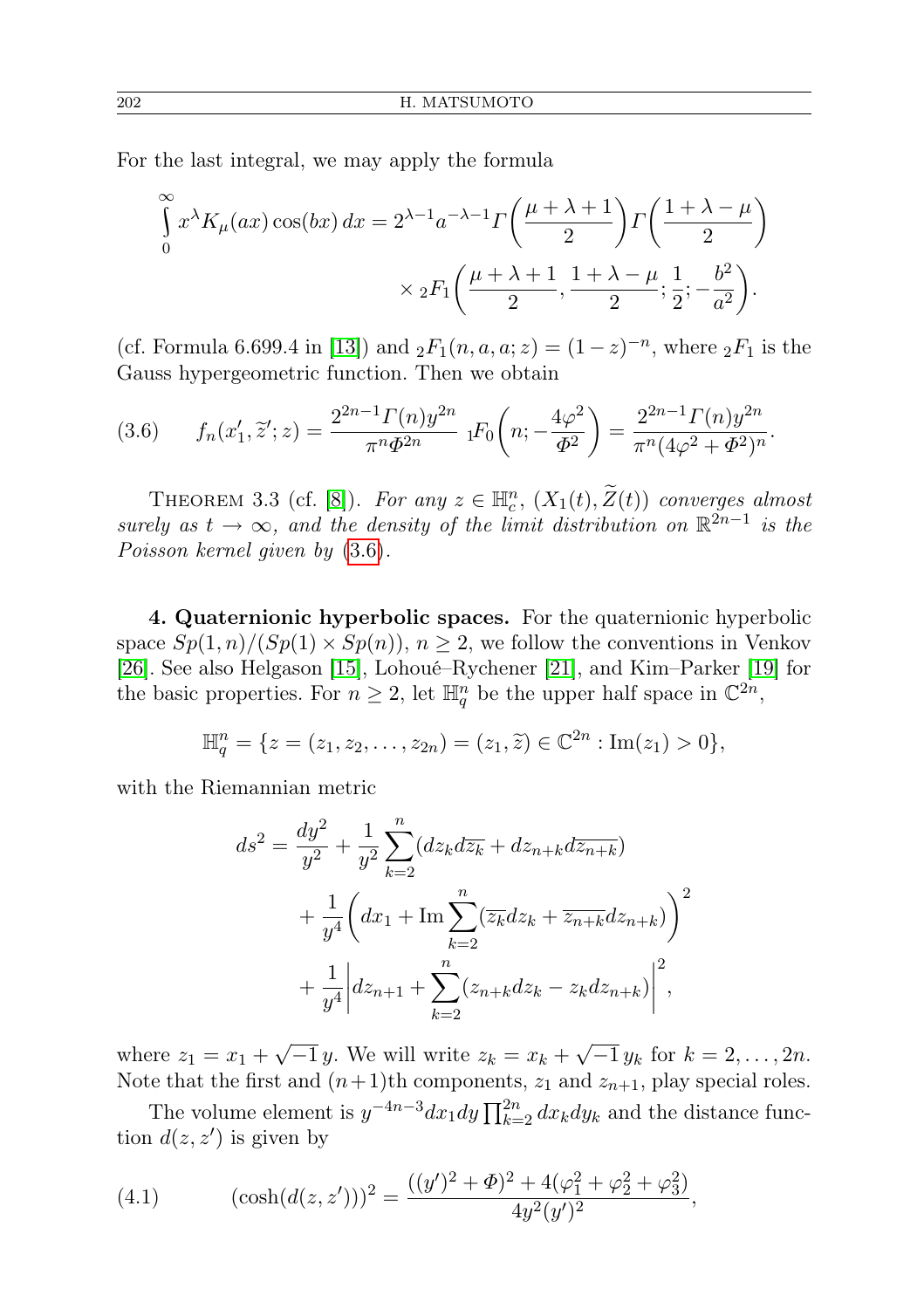For the last integral, we may apply the formula

$$\int_0^\infty x^\lambda K_\mu(ax)\cos(bx)\,dx = 2^{\lambda-1}a^{-\lambda-1}\Gamma\left(\frac{\mu+\lambda+1}{2}\right)\Gamma\left(\frac{1+\lambda-\mu}{2}\right) \times {}_2F_1\left(\frac{\mu+\lambda+1}{2}, \frac{1+\lambda-\mu}{2}; \frac{1}{2}; -\frac{b^2}{a^2}\right).$$

(cf. Formula 6.699.4 in [13]) and ${}_2F_1(n,a,a;z) = (1-z)^{-n}$, where ${}_2F_1$ is the Gauss hypergeometric function. Then we obtain

$$f_n(x_1', \widetilde{z}'; z) = \frac{2^{2n-1}\Gamma(n)y^{2n}}{\pi^n \Phi^{2n}}\ {}_1F_0\left(n; -\frac{4\varphi^2}{\Phi^2}\right) = \frac{2^{2n-1}\Gamma(n)y^{2n}}{\pi^n(4\varphi^2+\Phi^2)^n}. \tag{3.6}$$

Theorem 3.3 (cf. [8]). *For any $z \in \mathbb{H}_c^n$, $(X_1(t), \widetilde{Z}(t))$ converges almost surely as $t \to \infty$, and the density of the limit distribution on $\mathbb{R}^{2n-1}$ is the Poisson kernel given by* (3.6).

**4. Quaternionic hyperbolic spaces.** For the quaternionic hyperbolic space $Sp(1,n)/(Sp(1)\times Sp(n))$, $n \geq 2$, we follow the conventions in Venkov [26]. See also Helgason [15], Lohoué–Rychener [21], and Kim–Parker [19] for the basic properties. For $n \geq 2$, let $\mathbb{H}_q^n$ be the upper half space in $\mathbb{C}^{2n}$,

$$\mathbb{H}_q^n = \{z = (z_1, z_2, \ldots, z_{2n}) = (z_1, \widetilde{z}) \in \mathbb{C}^{2n} : \mathrm{Im}(z_1) > 0\},$$

with the Riemannian metric

$$\begin{aligned} ds^2 &= \frac{dy^2}{y^2} + \frac{1}{y^2}\sum_{k=2}^n (dz_k d\overline{z_k} + dz_{n+k}d\overline{z_{n+k}}) \\ &\quad + \frac{1}{y^4}\left(dx_1 + \mathrm{Im}\sum_{k=2}^n(\overline{z_k}dz_k + \overline{z_{n+k}}dz_{n+k})\right)^2 \\ &\quad + \frac{1}{y^4}\left|dz_{n+1} + \sum_{k=2}^n (z_{n+k}dz_k - z_k dz_{n+k})\right|^2, \end{aligned}$$

where $z_1 = x_1 + \sqrt{-1}\,y$. We will write $z_k = x_k + \sqrt{-1}\,y_k$ for $k = 2, \ldots, 2n$. Note that the first and $(n+1)$th components, $z_1$ and $z_{n+1}$, play special roles.

The volume element is $y^{-4n-3}dx_1 dy \prod_{k=2}^{2n} dx_k dy_k$ and the distance function $d(z, z')$ is given by

$$(\cosh(d(z,z')))^2 = \frac{((y')^2 + \Phi)^2 + 4(\varphi_1^2 + \varphi_2^2 + \varphi_3^2)}{4y^2(y')^2}, \tag{4.1}$$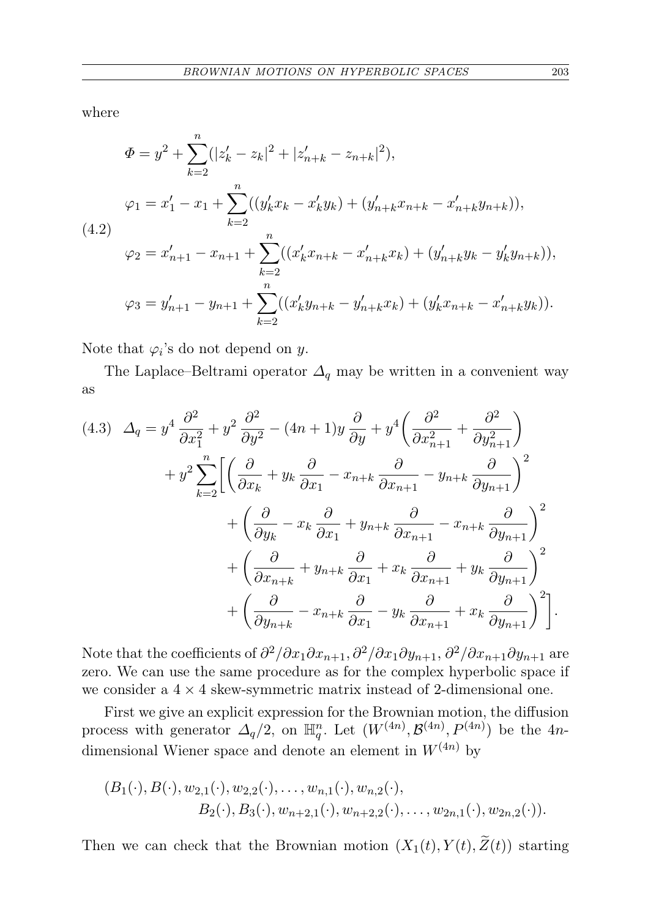where

$$
(4.2)\quad
\begin{aligned}
\Phi &= y^2 + \sum_{k=2}^{n} (|z'_k - z_k|^2 + |z'_{n+k} - z_{n+k}|^2), \\
\varphi_1 &= x'_1 - x_1 + \sum_{k=2}^{n} ((y'_k x_k - x'_k y_k) + (y'_{n+k} x_{n+k} - x'_{n+k} y_{n+k})), \\
\varphi_2 &= x'_{n+1} - x_{n+1} + \sum_{k=2}^{n} ((x'_k x_{n+k} - x'_{n+k} x_k) + (y'_{n+k} y_k - y'_k y_{n+k})), \\
\varphi_3 &= y'_{n+1} - y_{n+1} + \sum_{k=2}^{n} ((x'_k y_{n+k} - y'_{n+k} x_k) + (y'_k x_{n+k} - x'_{n+k} y_k)).
\end{aligned}
$$

Note that $\varphi_i$'s do not depend on $y$.

The Laplace–Beltrami operator $\Delta_q$ may be written in a convenient way as

$$
(4.3)\quad
\begin{aligned}
\Delta_q = {} & y^4 \frac{\partial^2}{\partial x_1^2} + y^2 \frac{\partial^2}{\partial y^2} - (4n+1) y \frac{\partial}{\partial y} + y^4 \left( \frac{\partial^2}{\partial x_{n+1}^2} + \frac{\partial^2}{\partial y_{n+1}^2} \right) \\
& + y^2 \sum_{k=2}^{n} \Bigg[ \left( \frac{\partial}{\partial x_k} + y_k \frac{\partial}{\partial x_1} - x_{n+k} \frac{\partial}{\partial x_{n+1}} - y_{n+k} \frac{\partial}{\partial y_{n+1}} \right)^2 \\
& \qquad + \left( \frac{\partial}{\partial y_k} - x_k \frac{\partial}{\partial x_1} + y_{n+k} \frac{\partial}{\partial x_{n+1}} - x_{n+k} \frac{\partial}{\partial y_{n+1}} \right)^2 \\
& \qquad + \left( \frac{\partial}{\partial x_{n+k}} + y_{n+k} \frac{\partial}{\partial x_1} + x_k \frac{\partial}{\partial x_{n+1}} + y_k \frac{\partial}{\partial y_{n+1}} \right)^2 \\
& \qquad + \left( \frac{\partial}{\partial y_{n+k}} - x_{n+k} \frac{\partial}{\partial x_1} - y_k \frac{\partial}{\partial x_{n+1}} + x_k \frac{\partial}{\partial y_{n+1}} \right)^2 \Bigg].
\end{aligned}
$$

Note that the coefficients of $\partial^2/\partial x_1 \partial x_{n+1}$, $\partial^2/\partial x_1 \partial y_{n+1}$, $\partial^2/\partial x_{n+1} \partial y_{n+1}$ are zero. We can use the same procedure as for the complex hyperbolic space if we consider a $4 \times 4$ skew-symmetric matrix instead of 2-dimensional one.

First we give an explicit expression for the Brownian motion, the diffusion process with generator $\Delta_q/2$, on $\mathbb{H}_q^n$. Let $(W^{(4n)}, \mathcal{B}^{(4n)}, P^{(4n)})$ be the $4n$-dimensional Wiener space and denote an element in $W^{(4n)}$ by

$$
\begin{aligned}
(B_1(\cdot), B(\cdot), w_{2,1}(\cdot), w_{2,2}(\cdot), \ldots, w_{n,1}(\cdot), w_{n,2}(\cdot), \\
B_2(\cdot), B_3(\cdot), w_{n+2,1}(\cdot), w_{n+2,2}(\cdot), \ldots, w_{2n,1}(\cdot), w_{2n,2}(\cdot)).
\end{aligned}
$$

Then we can check that the Brownian motion $(X_1(t), Y(t), \widetilde{Z}(t))$ starting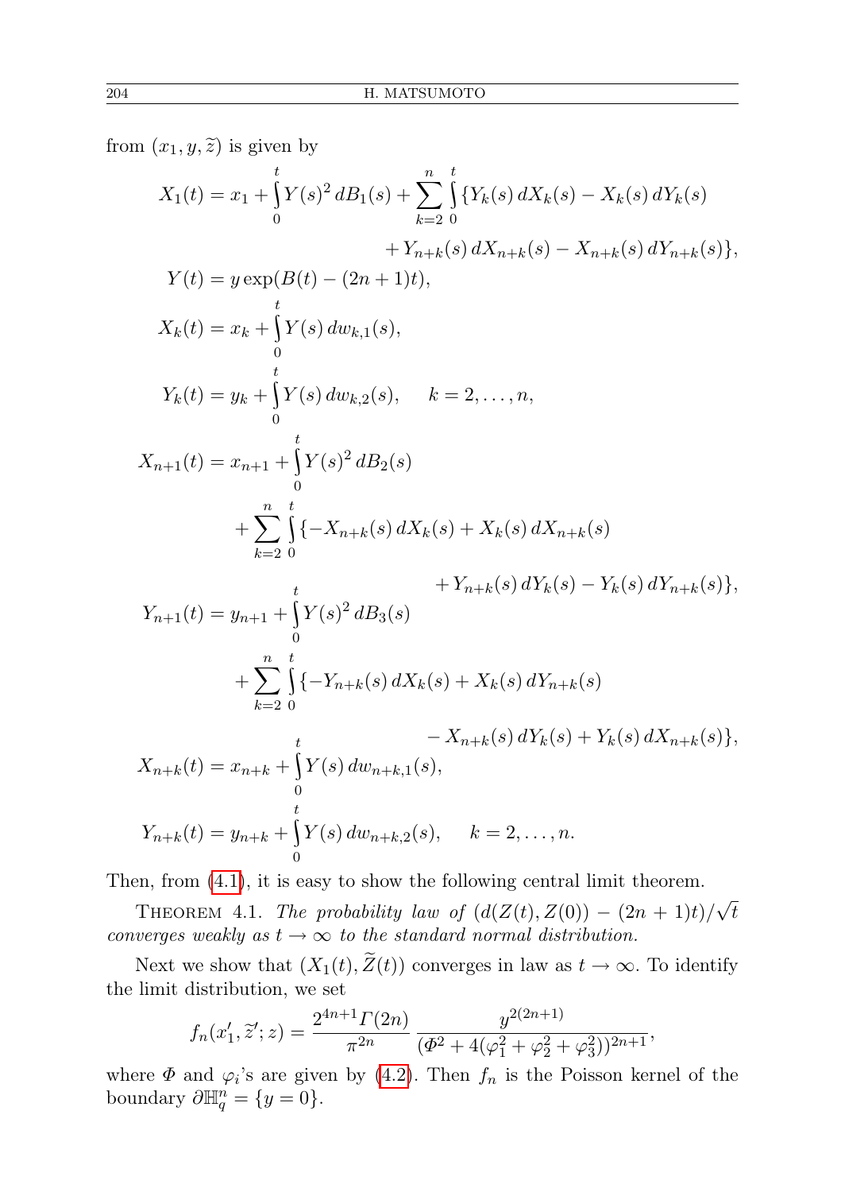from $(x_1, y, \widetilde{z})$ is given by

$$
\begin{aligned}
X_1(t) &= x_1 + \int_0^t Y(s)^2\,dB_1(s) + \sum_{k=2}^n \int_0^t \{Y_k(s)\,dX_k(s) - X_k(s)\,dY_k(s) \\
&\qquad\qquad + Y_{n+k}(s)\,dX_{n+k}(s) - X_{n+k}(s)\,dY_{n+k}(s)\}, \\
Y(t) &= y\exp(B(t) - (2n+1)t), \\
X_k(t) &= x_k + \int_0^t Y(s)\,dw_{k,1}(s), \\
Y_k(t) &= y_k + \int_0^t Y(s)\,dw_{k,2}(s), \qquad k = 2, \dots, n, \\
X_{n+1}(t) &= x_{n+1} + \int_0^t Y(s)^2\,dB_2(s) \\
&\quad + \sum_{k=2}^n \int_0^t \{-X_{n+k}(s)\,dX_k(s) + X_k(s)\,dX_{n+k}(s) \\
&\qquad\qquad + Y_{n+k}(s)\,dY_k(s) - Y_k(s)\,dY_{n+k}(s)\}, \\
Y_{n+1}(t) &= y_{n+1} + \int_0^t Y(s)^2\,dB_3(s) \\
&\quad + \sum_{k=2}^n \int_0^t \{-Y_{n+k}(s)\,dX_k(s) + X_k(s)\,dY_{n+k}(s) \\
&\qquad\qquad - X_{n+k}(s)\,dY_k(s) + Y_k(s)\,dX_{n+k}(s)\}, \\
X_{n+k}(t) &= x_{n+k} + \int_0^t Y(s)\,dw_{n+k,1}(s), \\
Y_{n+k}(t) &= y_{n+k} + \int_0^t Y(s)\,dw_{n+k,2}(s), \qquad k = 2, \dots, n.
\end{aligned}
$$

Then, from (4.1), it is easy to show the following central limit theorem.

Theorem 4.1. *The probability law of* $(d(Z(t), Z(0)) - (2n+1)t)/\sqrt{t}$ *converges weakly as* $t \to \infty$ *to the standard normal distribution.*

Next we show that $(X_1(t), \widetilde{Z}(t))$ converges in law as $t \to \infty$. To identify the limit distribution, we set

$$
f_n(x_1', \widetilde{z}'; z) = \frac{2^{4n+1}\Gamma(2n)}{\pi^{2n}} \frac{y^{2(2n+1)}}{(\Phi^2 + 4(\varphi_1^2 + \varphi_2^2 + \varphi_3^2))^{2n+1}},
$$

where $\Phi$ and $\varphi_i$'s are given by (4.2). Then $f_n$ is the Poisson kernel of the boundary $\partial\mathbb{H}_q^n = \{y = 0\}$.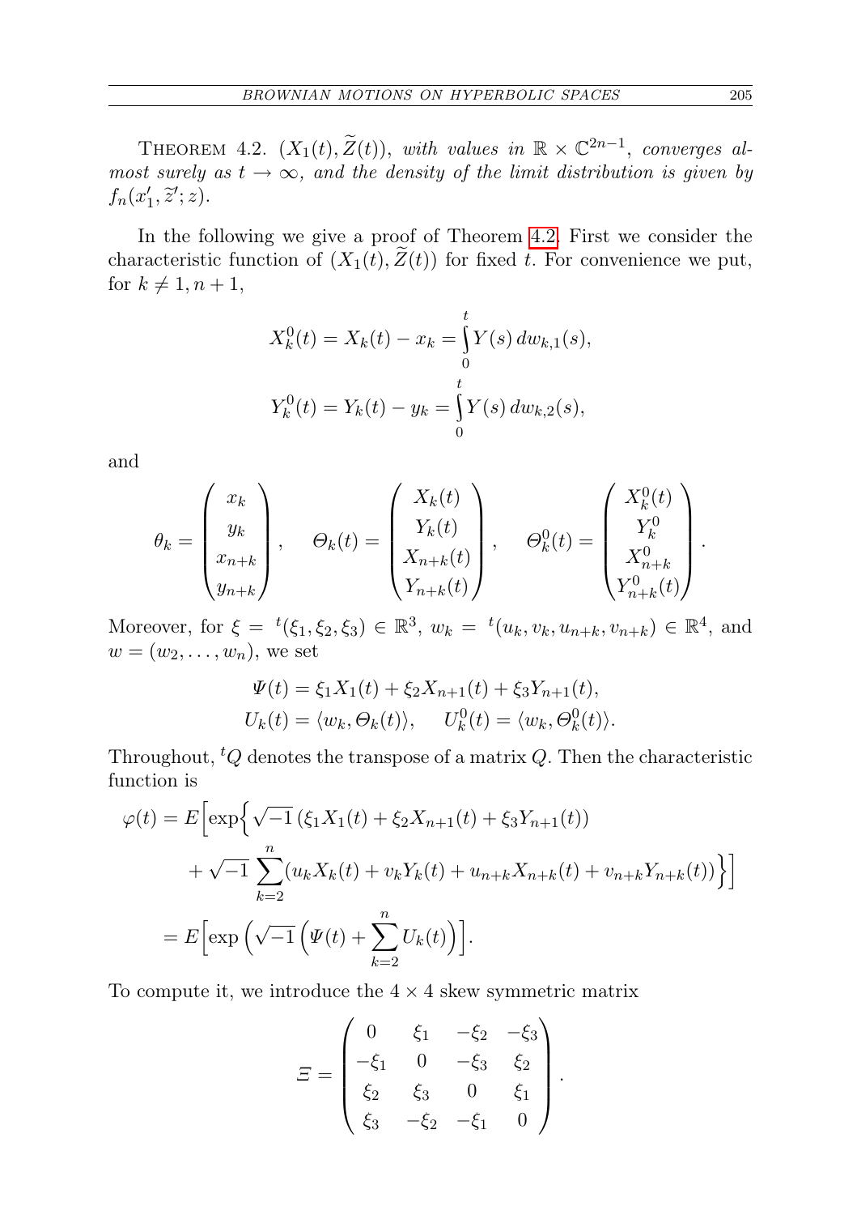THEOREM 4.2. *$(X_1(t), \widetilde{Z}(t))$, with values in $\mathbb{R} \times \mathbb{C}^{2n-1}$, converges almost surely as $t \to \infty$, and the density of the limit distribution is given by $f_n(x_1', \widetilde{z}'; z)$.*

In the following we give a proof of Theorem 4.2. First we consider the characteristic function of $(X_1(t), \widetilde{Z}(t))$ for fixed $t$. For convenience we put, for $k \neq 1, n+1$,

$$X_k^0(t) = X_k(t) - x_k = \int_0^t Y(s)\, dw_{k,1}(s),$$

$$Y_k^0(t) = Y_k(t) - y_k = \int_0^t Y(s)\, dw_{k,2}(s),$$

and

$$\theta_k = \begin{pmatrix} x_k \\ y_k \\ x_{n+k} \\ y_{n+k} \end{pmatrix}, \quad \Theta_k(t) = \begin{pmatrix} X_k(t) \\ Y_k(t) \\ X_{n+k}(t) \\ Y_{n+k}(t) \end{pmatrix}, \quad \Theta_k^0(t) = \begin{pmatrix} X_k^0(t) \\ Y_k^0 \\ X_{n+k}^0 \\ Y_{n+k}^0(t) \end{pmatrix}.$$

Moreover, for $\xi = {}^t(\xi_1, \xi_2, \xi_3) \in \mathbb{R}^3$, $w_k = {}^t(u_k, v_k, u_{n+k}, v_{n+k}) \in \mathbb{R}^4$, and $w = (w_2, \dots, w_n)$, we set

$$\Psi(t) = \xi_1 X_1(t) + \xi_2 X_{n+1}(t) + \xi_3 Y_{n+1}(t),$$
$$U_k(t) = \langle w_k, \Theta_k(t) \rangle, \quad U_k^0(t) = \langle w_k, \Theta_k^0(t) \rangle.$$

Throughout, ${}^tQ$ denotes the transpose of a matrix $Q$. Then the characteristic function is

$$\begin{aligned}
\varphi(t) &= E\Big[\exp\Big\{\sqrt{-1}\,(\xi_1 X_1(t) + \xi_2 X_{n+1}(t) + \xi_3 Y_{n+1}(t)) \\
&\qquad + \sqrt{-1}\sum_{k=2}^{n} (u_k X_k(t) + v_k Y_k(t) + u_{n+k} X_{n+k}(t) + v_{n+k} Y_{n+k}(t))\Big\}\Big] \\
&= E\Big[\exp\Big(\sqrt{-1}\Big(\Psi(t) + \sum_{k=2}^{n} U_k(t)\Big)\Big)\Big].
\end{aligned}$$

To compute it, we introduce the $4 \times 4$ skew symmetric matrix

$$\Xi = \begin{pmatrix} 0 & \xi_1 & -\xi_2 & -\xi_3 \\ -\xi_1 & 0 & -\xi_3 & \xi_2 \\ \xi_2 & \xi_3 & 0 & \xi_1 \\ \xi_3 & -\xi_2 & -\xi_1 & 0 \end{pmatrix}.$$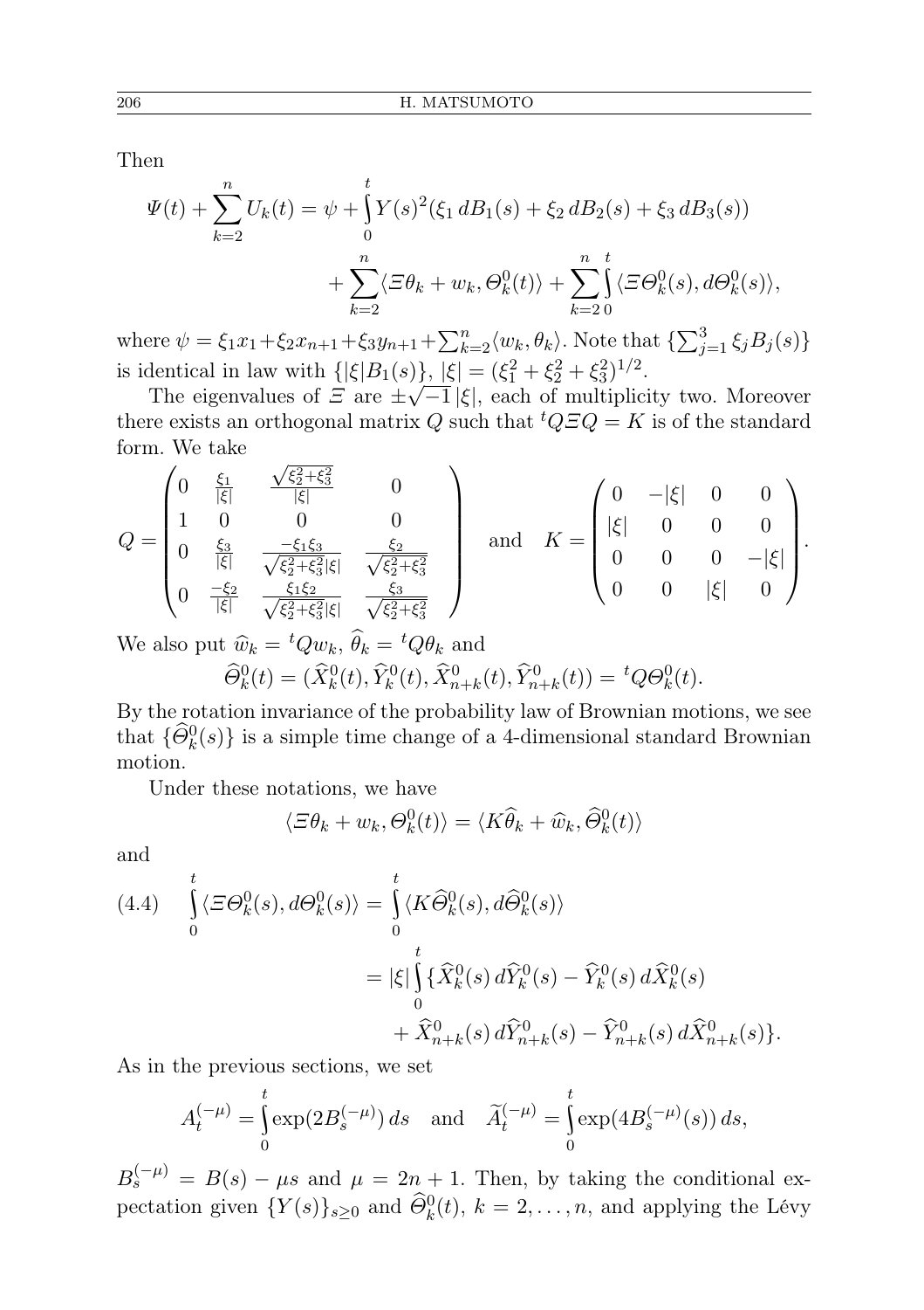Then

$$\Psi(t) + \sum_{k=2}^{n} U_k(t) = \psi + \int_0^t Y(s)^2(\xi_1\, dB_1(s) + \xi_2\, dB_2(s) + \xi_3\, dB_3(s)) + \sum_{k=2}^{n} \langle \Xi\theta_k + w_k, \Theta_k^0(t)\rangle + \sum_{k=2}^{n} \int_0^t \langle \Xi\Theta_k^0(s), d\Theta_k^0(s)\rangle,$$

where $\psi = \xi_1 x_1 + \xi_2 x_{n+1} + \xi_3 y_{n+1} + \sum_{k=2}^{n} \langle w_k, \theta_k\rangle$. Note that $\{\sum_{j=1}^{3} \xi_j B_j(s)\}$ is identical in law with $\{|\xi| B_1(s)\}$, $|\xi| = (\xi_1^2 + \xi_2^2 + \xi_3^2)^{1/2}$.

The eigenvalues of $\Xi$ are $\pm\sqrt{-1}\,|\xi|$, each of multiplicity two. Moreover there exists an orthogonal matrix $Q$ such that ${}^tQ\Xi Q = K$ is of the standard form. We take

$$Q = \begin{pmatrix} 0 & \frac{\xi_1}{|\xi|} & \frac{\sqrt{\xi_2^2+\xi_3^2}}{|\xi|} & 0 \\ 1 & 0 & 0 & 0 \\ 0 & \frac{\xi_3}{|\xi|} & \frac{-\xi_1\xi_3}{\sqrt{\xi_2^2+\xi_3^2}|\xi|} & \frac{\xi_2}{\sqrt{\xi_2^2+\xi_3^2}} \\ 0 & \frac{-\xi_2}{|\xi|} & \frac{\xi_1\xi_2}{\sqrt{\xi_2^2+\xi_3^2}|\xi|} & \frac{\xi_3}{\sqrt{\xi_2^2+\xi_3^2}} \end{pmatrix} \quad \text{and} \quad K = \begin{pmatrix} 0 & -|\xi| & 0 & 0 \\ |\xi| & 0 & 0 & 0 \\ 0 & 0 & 0 & -|\xi| \\ 0 & 0 & |\xi| & 0 \end{pmatrix}.$$

We also put $\widehat{w}_k = {}^tQw_k$, $\widehat{\theta}_k = {}^tQ\theta_k$ and

$$\widehat{\Theta}_k^0(t) = (\widehat{X}_k^0(t), \widehat{Y}_k^0(t), \widehat{X}_{n+k}^0(t), \widehat{Y}_{n+k}^0(t)) = {}^tQ\Theta_k^0(t).$$

By the rotation invariance of the probability law of Brownian motions, we see that $\{\widehat{\Theta}_k^0(s)\}$ is a simple time change of a 4-dimensional standard Brownian motion.

Under these notations, we have

$$\langle \Xi\theta_k + w_k, \Theta_k^0(t)\rangle = \langle K\widehat{\theta}_k + \widehat{w}_k, \widehat{\Theta}_k^0(t)\rangle$$

and

$$\begin{aligned} \int_0^t \langle \Xi\Theta_k^0(s), d\Theta_k^0(s)\rangle &= \int_0^t \langle K\widehat{\Theta}_k^0(s), d\widehat{\Theta}_k^0(s)\rangle \\ &= |\xi| \int_0^t \{\widehat{X}_k^0(s)\, d\widehat{Y}_k^0(s) - \widehat{Y}_k^0(s)\, d\widehat{X}_k^0(s) \\ &\qquad + \widehat{X}_{n+k}^0(s)\, d\widehat{Y}_{n+k}^0(s) - \widehat{Y}_{n+k}^0(s)\, d\widehat{X}_{n+k}^0(s)\}. \end{aligned} \tag{4.4}$$

As in the previous sections, we set

$$A_t^{(-\mu)} = \int_0^t \exp(2B_s^{(-\mu)})\, ds \quad \text{and} \quad \widetilde{A}_t^{(-\mu)} = \int_0^t \exp(4B_s^{(-\mu)}(s))\, ds,$$

$B_s^{(-\mu)} = B(s) - \mu s$ and $\mu = 2n + 1$. Then, by taking the conditional expectation given $\{Y(s)\}_{s\ge 0}$ and $\widehat{\Theta}_k^0(t)$, $k = 2, \ldots, n$, and applying the Lévy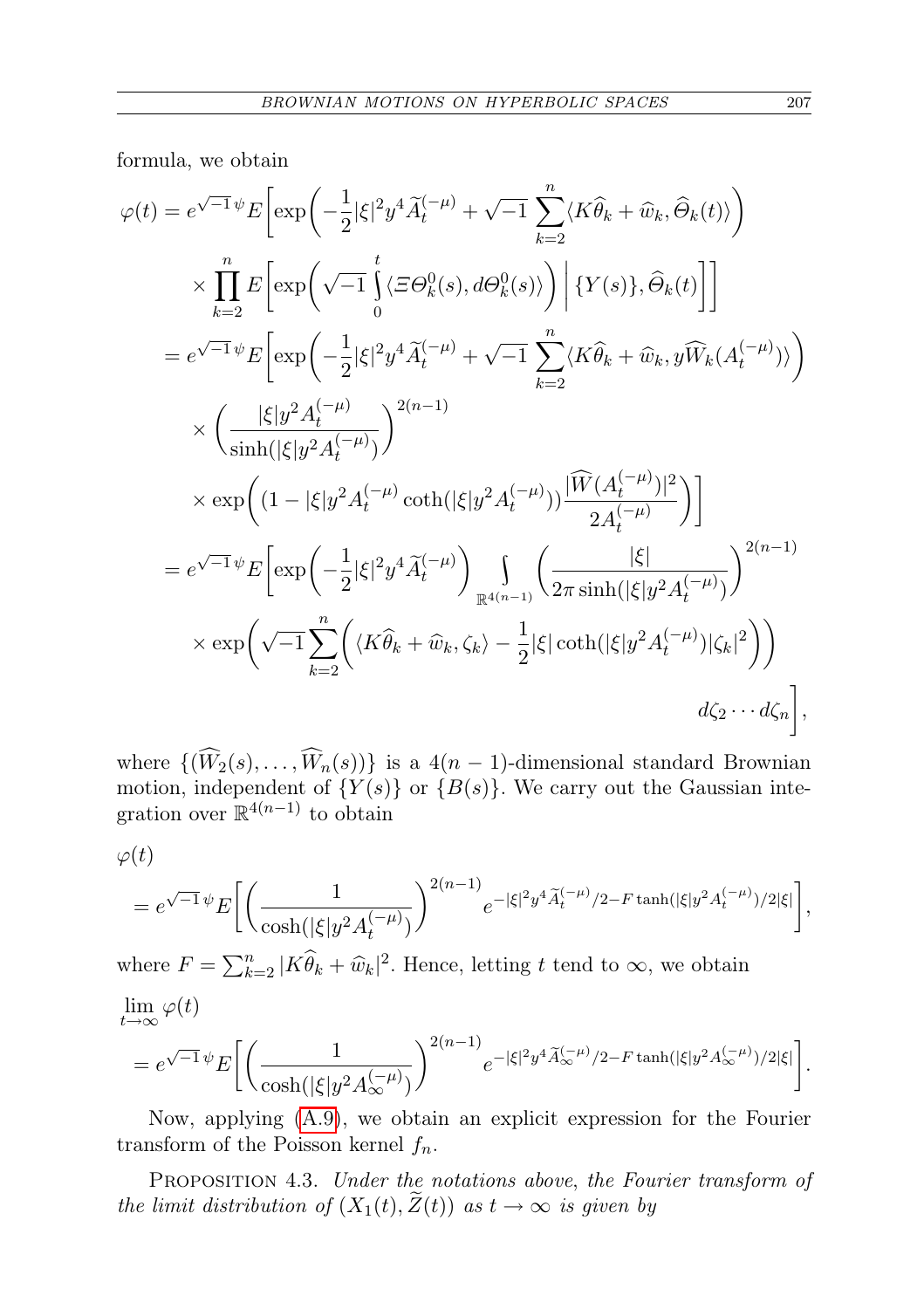formula, we obtain

$$
\begin{aligned}
\varphi(t) &= e^{\sqrt{-1}\,\psi} E\bigg[\exp\bigg(-\frac{1}{2}|\xi|^2 y^4 \widetilde{A}_t^{(-\mu)} + \sqrt{-1}\sum_{k=2}^n \langle K\widehat{\theta}_k + \widehat{w}_k, \widehat{\Theta}_k(t)\rangle\bigg) \\
&\quad \times \prod_{k=2}^n E\bigg[\exp\bigg(\sqrt{-1}\int_0^t \langle \varXi \Theta_k^0(s), d\Theta_k^0(s)\rangle\bigg) \,\bigg|\, \{Y(s)\}, \widehat{\Theta}_k(t)\bigg]\bigg] \\
&= e^{\sqrt{-1}\,\psi} E\bigg[\exp\bigg(-\frac{1}{2}|\xi|^2 y^4 \widetilde{A}_t^{(-\mu)} + \sqrt{-1}\sum_{k=2}^n \langle K\widehat{\theta}_k + \widehat{w}_k, y\widehat{W}_k(A_t^{(-\mu)})\rangle\bigg) \\
&\quad \times \bigg(\frac{|\xi| y^2 A_t^{(-\mu)}}{\sinh(|\xi| y^2 A_t^{(-\mu)})}\bigg)^{2(n-1)} \\
&\quad \times \exp\bigg((1 - |\xi| y^2 A_t^{(-\mu)} \coth(|\xi| y^2 A_t^{(-\mu)}))\frac{|\widehat{W}(A_t^{(-\mu)})|^2}{2A_t^{(-\mu)}}\bigg)\bigg] \\
&= e^{\sqrt{-1}\,\psi} E\bigg[\exp\bigg(-\frac{1}{2}|\xi|^2 y^4 \widetilde{A}_t^{(-\mu)}\bigg)\int_{\mathbb{R}^{4(n-1)}} \bigg(\frac{|\xi|}{2\pi \sinh(|\xi| y^2 A_t^{(-\mu)})}\bigg)^{2(n-1)} \\
&\quad \times \exp\bigg(\sqrt{-1}\sum_{k=2}^n \bigg(\langle K\widehat{\theta}_k + \widehat{w}_k, \zeta_k\rangle - \frac{1}{2}|\xi| \coth(|\xi| y^2 A_t^{(-\mu)})|\zeta_k|^2\bigg)\bigg) \\
&\qquad\qquad\qquad\qquad\qquad\qquad\qquad\qquad\qquad\qquad d\zeta_2 \cdots d\zeta_n\bigg],
\end{aligned}
$$

where $\{(\widehat{W}_2(s), \dots, \widehat{W}_n(s))\}$ is a $4(n-1)$-dimensional standard Brownian motion, independent of $\{Y(s)\}$ or $\{B(s)\}$. We carry out the Gaussian integration over $\mathbb{R}^{4(n-1)}$ to obtain

$$
\begin{aligned}
&\varphi(t) \\
&= e^{\sqrt{-1}\,\psi} E\bigg[\bigg(\frac{1}{\cosh(|\xi| y^2 A_t^{(-\mu)})}\bigg)^{2(n-1)} e^{-|\xi|^2 y^4 \widetilde{A}_t^{(-\mu)}/2 - F \tanh(|\xi| y^2 A_t^{(-\mu)})/2|\xi|}\bigg],
\end{aligned}
$$

where $F = \sum_{k=2}^n |K\widehat{\theta}_k + \widehat{w}_k|^2$. Hence, letting $t$ tend to $\infty$, we obtain

$$
\begin{aligned}
&\lim_{t\to\infty} \varphi(t) \\
&= e^{\sqrt{-1}\,\psi} E\bigg[\bigg(\frac{1}{\cosh(|\xi| y^2 A_\infty^{(-\mu)})}\bigg)^{2(n-1)} e^{-|\xi|^2 y^4 \widetilde{A}_\infty^{(-\mu)}/2 - F \tanh(|\xi| y^2 A_\infty^{(-\mu)})/2|\xi|}\bigg].
\end{aligned}
$$

Now, applying (A.9), we obtain an explicit expression for the Fourier transform of the Poisson kernel $f_n$.

PROPOSITION 4.3. *Under the notations above, the Fourier transform of the limit distribution of* $(X_1(t), \widetilde{Z}(t))$ *as* $t \to \infty$ *is given by*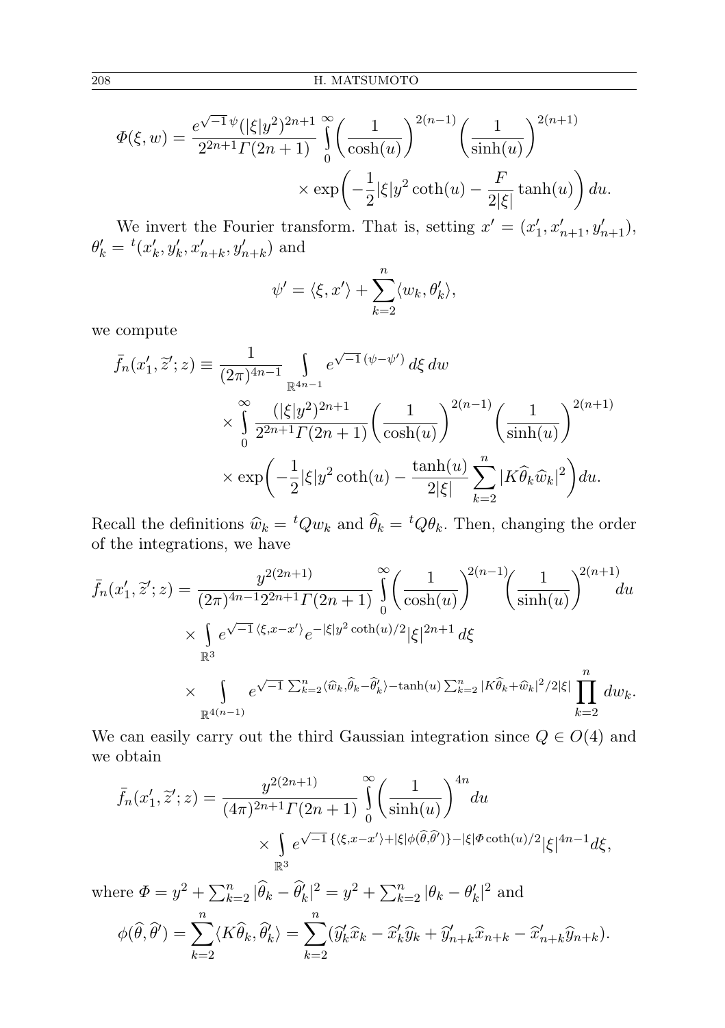$$\Phi(\xi, w) = \frac{e^{\sqrt{-1}\,\psi}(|\xi|y^2)^{2n+1}}{2^{2n+1}\Gamma(2n+1)} \int_0^\infty \left(\frac{1}{\cosh(u)}\right)^{2(n-1)} \left(\frac{1}{\sinh(u)}\right)^{2(n+1)} \times \exp\left(-\frac{1}{2}|\xi|y^2\coth(u) - \frac{F}{2|\xi|}\tanh(u)\right) du.$$

We invert the Fourier transform. That is, setting $x' = (x'_1, x'_{n+1}, y'_{n+1})$, $\theta'_k = {}^t(x'_k, y'_k, x'_{n+k}, y'_{n+k})$ and

$$\psi' = \langle \xi, x'\rangle + \sum_{k=2}^n \langle w_k, \theta'_k\rangle,$$

we compute

$$\bar{f}_n(x'_1, \tilde{z}'; z) \equiv \frac{1}{(2\pi)^{4n-1}} \int_{\mathbb{R}^{4n-1}} e^{\sqrt{-1}\,(\psi - \psi')}\, d\xi\, dw \times \int_0^\infty \frac{(|\xi|y^2)^{2n+1}}{2^{2n+1}\Gamma(2n+1)} \left(\frac{1}{\cosh(u)}\right)^{2(n-1)} \left(\frac{1}{\sinh(u)}\right)^{2(n+1)} \times \exp\left(-\frac{1}{2}|\xi|y^2\coth(u) - \frac{\tanh(u)}{2|\xi|}\sum_{k=2}^n |K\widehat{\theta}_k \widehat{w}_k|^2\right) du.$$

Recall the definitions $\widehat{w}_k = {}^tQw_k$ and $\widehat{\theta}_k = {}^tQ\theta_k$. Then, changing the order of the integrations, we have

$$\bar{f}_n(x'_1, \tilde{z}'; z) = \frac{y^{2(2n+1)}}{(2\pi)^{4n-1}2^{2n+1}\Gamma(2n+1)} \int_0^\infty \left(\frac{1}{\cosh(u)}\right)^{2(n-1)} \left(\frac{1}{\sinh(u)}\right)^{2(n+1)} du \times \int_{\mathbb{R}^3} e^{\sqrt{-1}\,\langle \xi, x - x'\rangle} e^{-|\xi|y^2\coth(u)/2} |\xi|^{2n+1}\, d\xi \times \int_{\mathbb{R}^{4(n-1)}} e^{\sqrt{-1}\,\sum_{k=2}^n \langle \widehat{w}_k, \widehat{\theta}_k - \widehat{\theta}'_k\rangle - \tanh(u)\sum_{k=2}^n |K\widehat{\theta}_k + \widehat{w}_k|^2/2|\xi|} \prod_{k=2}^n dw_k.$$

We can easily carry out the third Gaussian integration since $Q \in O(4)$ and we obtain

$$\bar{f}_n(x'_1, \tilde{z}'; z) = \frac{y^{2(2n+1)}}{(4\pi)^{2n+1}\Gamma(2n+1)} \int_0^\infty \left(\frac{1}{\sinh(u)}\right)^{4n} du \times \int_{\mathbb{R}^3} e^{\sqrt{-1}\,\{\langle \xi, x - x'\rangle + |\xi|\phi(\widehat{\theta}, \widehat{\theta}')\} - |\xi|\Phi\coth(u)/2} |\xi|^{4n-1} d\xi,$$

where $\Phi = y^2 + \sum_{k=2}^n |\widehat{\theta}_k - \widehat{\theta}'_k|^2 = y^2 + \sum_{k=2}^n |\theta_k - \theta'_k|^2$ and

$$\phi(\widehat{\theta}, \widehat{\theta}') = \sum_{k=2}^n \langle K\widehat{\theta}_k, \widehat{\theta}'_k\rangle = \sum_{k=2}^n (\widehat{y}'_k \widehat{x}_k - \widehat{x}'_k \widehat{y}_k + \widehat{y}'_{n+k}\widehat{x}_{n+k} - \widehat{x}'_{n+k}\widehat{y}_{n+k}).$$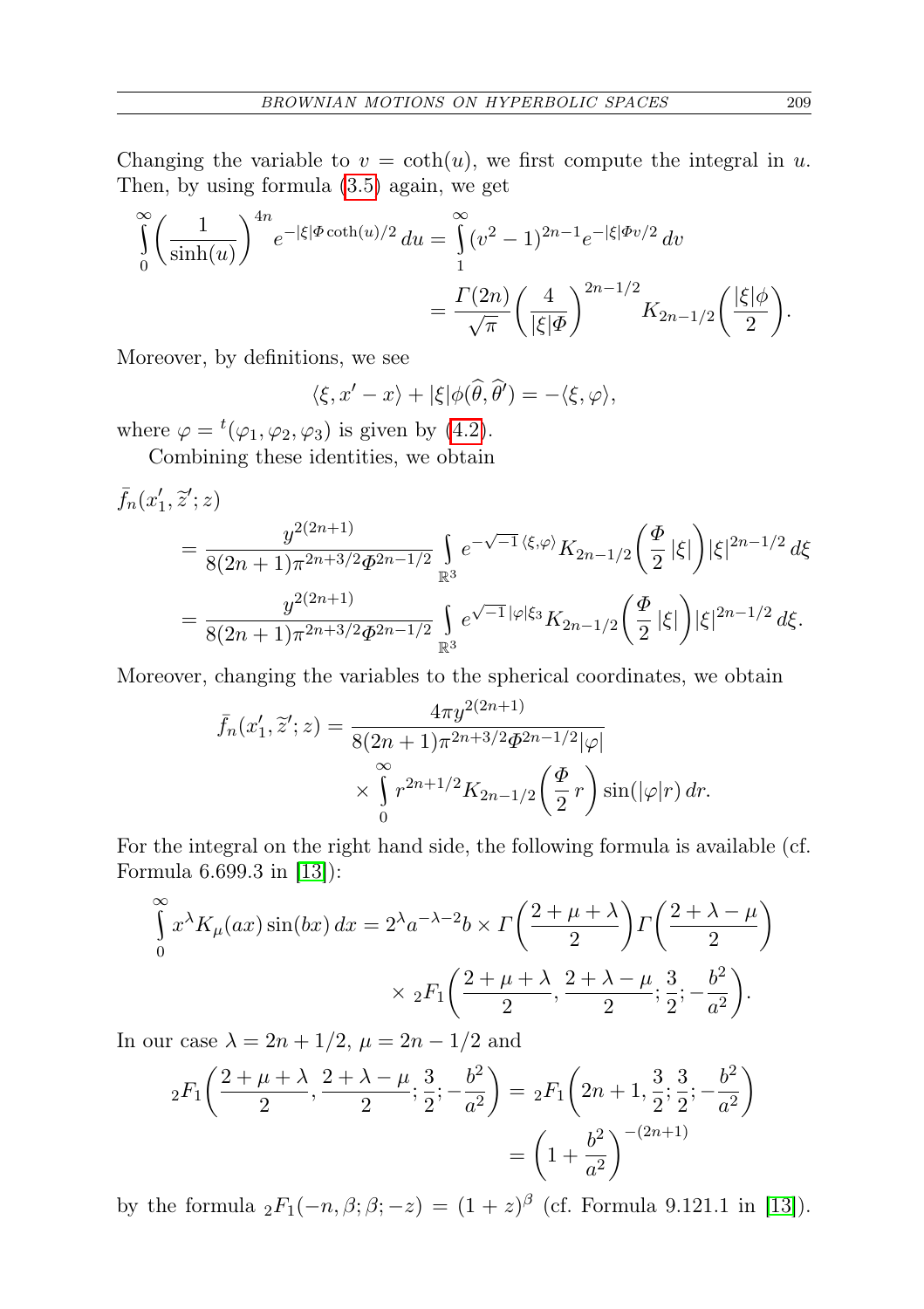Changing the variable to $v = \coth(u)$, we first compute the integral in $u$. Then, by using formula (3.5) again, we get

$$\int_0^\infty \left(\frac{1}{\sinh(u)}\right)^{4n} e^{-|\xi|\Phi\coth(u)/2}\,du = \int_1^\infty (v^2-1)^{2n-1} e^{-|\xi|\Phi v/2}\,dv$$
$$= \frac{\Gamma(2n)}{\sqrt{\pi}}\left(\frac{4}{|\xi|\Phi}\right)^{2n-1/2} K_{2n-1/2}\left(\frac{|\xi|\phi}{2}\right).$$

Moreover, by definitions, we see

$$\langle \xi, x'-x\rangle + |\xi|\phi(\widehat{\theta},\widehat{\theta}') = -\langle \xi,\varphi\rangle,$$

where $\varphi = {}^t(\varphi_1,\varphi_2,\varphi_3)$ is given by (4.2).

Combining these identities, we obtain

$$\begin{aligned}
&\bar{f}_n(x_1',\widetilde{z}';z)\\
&\quad= \frac{y^{2(2n+1)}}{8(2n+1)\pi^{2n+3/2}\Phi^{2n-1/2}}\int_{\mathbb{R}^3} e^{-\sqrt{-1}\,\langle\xi,\varphi\rangle} K_{2n-1/2}\left(\frac{\Phi}{2}\,|\xi|\right)|\xi|^{2n-1/2}\,d\xi\\
&\quad= \frac{y^{2(2n+1)}}{8(2n+1)\pi^{2n+3/2}\Phi^{2n-1/2}}\int_{\mathbb{R}^3} e^{\sqrt{-1}\,|\varphi|\xi_3} K_{2n-1/2}\left(\frac{\Phi}{2}\,|\xi|\right)|\xi|^{2n-1/2}\,d\xi.
\end{aligned}$$

Moreover, changing the variables to the spherical coordinates, we obtain

$$\begin{aligned}
\bar{f}_n(x_1',\widetilde{z}';z) &= \frac{4\pi y^{2(2n+1)}}{8(2n+1)\pi^{2n+3/2}\Phi^{2n-1/2}|\varphi|}\\
&\quad\times\int_0^\infty r^{2n+1/2} K_{2n-1/2}\left(\frac{\Phi}{2}\,r\right)\sin(|\varphi|r)\,dr.
\end{aligned}$$

For the integral on the right hand side, the following formula is available (cf. Formula 6.699.3 in [13]):

$$\begin{aligned}
\int_0^\infty x^\lambda K_\mu(ax)\sin(bx)\,dx &= 2^\lambda a^{-\lambda-2}b\times\Gamma\left(\frac{2+\mu+\lambda}{2}\right)\Gamma\left(\frac{2+\lambda-\mu}{2}\right)\\
&\quad\times {}_2F_1\left(\frac{2+\mu+\lambda}{2},\frac{2+\lambda-\mu}{2};\frac{3}{2};-\frac{b^2}{a^2}\right).
\end{aligned}$$

In our case $\lambda = 2n+1/2$, $\mu = 2n-1/2$ and

$$\begin{aligned}
{}_2F_1\left(\frac{2+\mu+\lambda}{2},\frac{2+\lambda-\mu}{2};\frac{3}{2};-\frac{b^2}{a^2}\right) &= {}_2F_1\left(2n+1,\frac{3}{2};\frac{3}{2};-\frac{b^2}{a^2}\right)\\
&= \left(1+\frac{b^2}{a^2}\right)^{-(2n+1)}
\end{aligned}$$

by the formula ${}_2F_1(-n,\beta;\beta;-z) = (1+z)^\beta$ (cf. Formula 9.121.1 in [13]).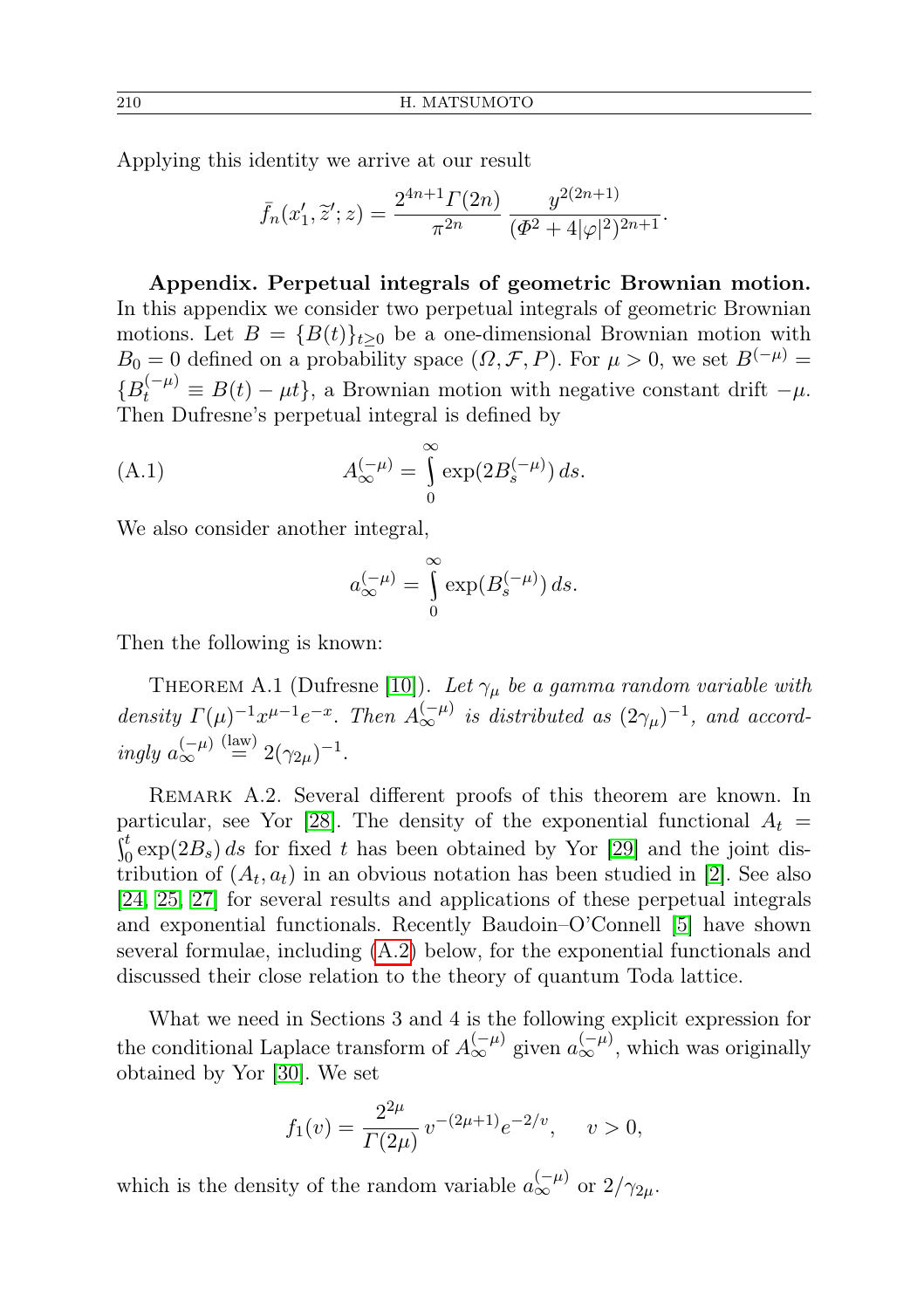Applying this identity we arrive at our result

$$\bar{f}_n(x_1', \widetilde{z}'; z) = \frac{2^{4n+1}\Gamma(2n)}{\pi^{2n}} \frac{y^{2(2n+1)}}{(\Phi^2 + 4|\varphi|^2)^{2n+1}}.$$

**Appendix. Perpetual integrals of geometric Brownian motion.** In this appendix we consider two perpetual integrals of geometric Brownian motions. Let $B = \{B(t)\}_{t\geq 0}$ be a one-dimensional Brownian motion with $B_0 = 0$ defined on a probability space $(\Omega, \mathcal{F}, P)$. For $\mu > 0$, we set $B^{(-\mu)} = \{B_t^{(-\mu)} \equiv B(t) - \mu t\}$, a Brownian motion with negative constant drift $-\mu$. Then Dufresne's perpetual integral is defined by

$$A_\infty^{(-\mu)} = \int_0^\infty \exp(2B_s^{(-\mu)})\, ds. \tag{A.1}$$

We also consider another integral,

$$a_\infty^{(-\mu)} = \int_0^\infty \exp(B_s^{(-\mu)})\, ds.$$

Then the following is known:

THEOREM A.1 (Dufresne [10]). *Let $\gamma_\mu$ be a gamma random variable with density $\Gamma(\mu)^{-1}x^{\mu-1}e^{-x}$. Then $A_\infty^{(-\mu)}$ is distributed as $(2\gamma_\mu)^{-1}$, and accordingly $a_\infty^{(-\mu)} \overset{\text{(law)}}{=} 2(\gamma_{2\mu})^{-1}$.*

REMARK A.2. Several different proofs of this theorem are known. In particular, see Yor [28]. The density of the exponential functional $A_t = \int_0^t \exp(2B_s)\, ds$ for fixed $t$ has been obtained by Yor [29] and the joint distribution of $(A_t, a_t)$ in an obvious notation has been studied in [2]. See also [24, 25, 27] for several results and applications of these perpetual integrals and exponential functionals. Recently Baudoin–O'Connell [5] have shown several formulae, including (A.2) below, for the exponential functionals and discussed their close relation to the theory of quantum Toda lattice.

What we need in Sections 3 and 4 is the following explicit expression for the conditional Laplace transform of $A_\infty^{(-\mu)}$ given $a_\infty^{(-\mu)}$, which was originally obtained by Yor [30]. We set

$$f_1(v) = \frac{2^{2\mu}}{\Gamma(2\mu)}\, v^{-(2\mu+1)}e^{-2/v}, \qquad v > 0,$$

which is the density of the random variable $a_\infty^{(-\mu)}$ or $2/\gamma_{2\mu}$.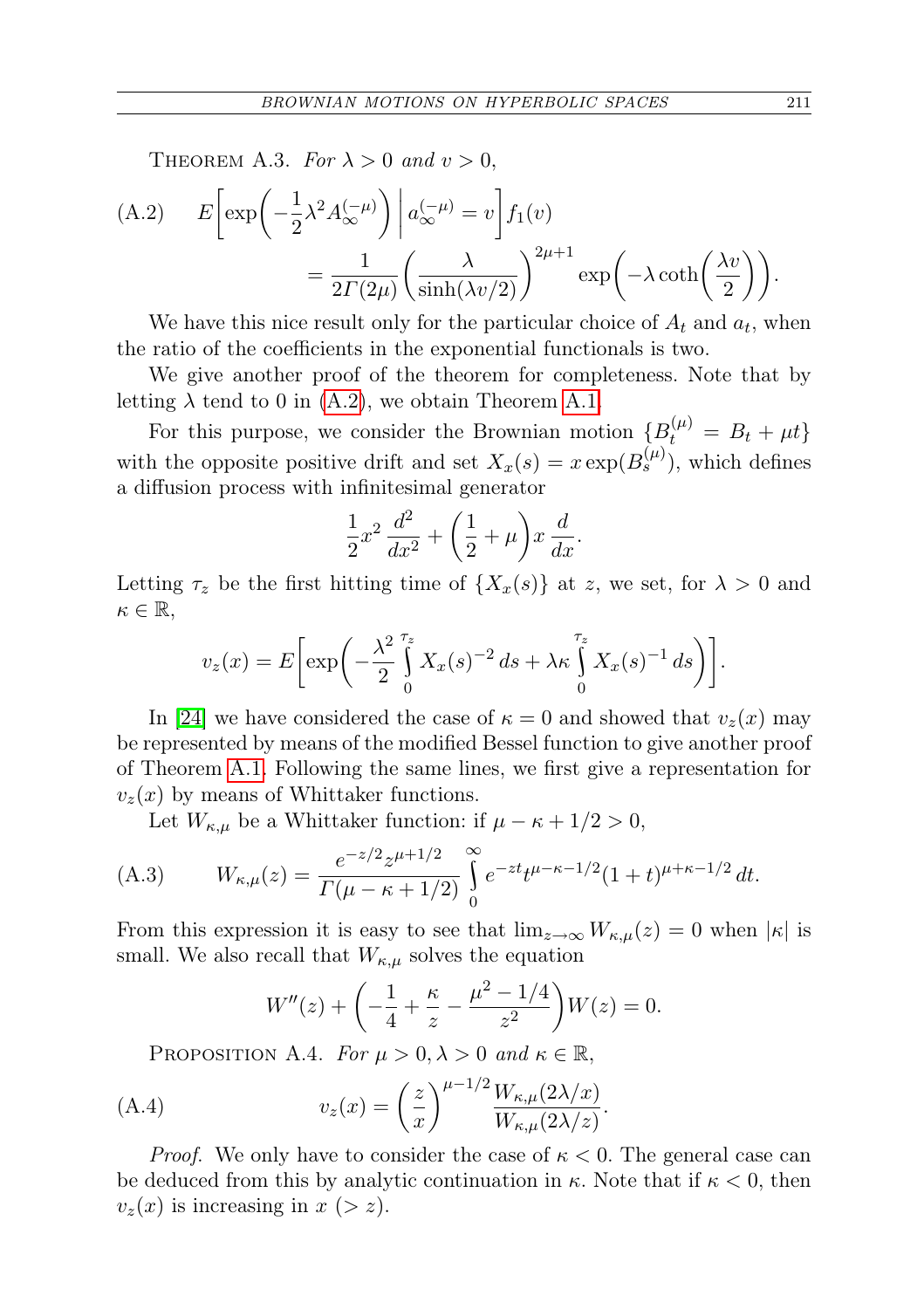Theorem A.3. *For $\lambda > 0$ and $v > 0$,*

$$E\left[\exp\left(-\frac{1}{2}\lambda^2 A_\infty^{(-\mu)}\right) \,\middle|\, a_\infty^{(-\mu)} = v\right] f_1(v) = \frac{1}{2\Gamma(2\mu)}\left(\frac{\lambda}{\sinh(\lambda v/2)}\right)^{2\mu+1} \exp\left(-\lambda \coth\left(\frac{\lambda v}{2}\right)\right). \tag{A.2}$$

We have this nice result only for the particular choice of $A_t$ and $a_t$, when the ratio of the coefficients in the exponential functionals is two.

We give another proof of the theorem for completeness. Note that by letting $\lambda$ tend to 0 in (A.2), we obtain Theorem A.1.

For this purpose, we consider the Brownian motion $\{B_t^{(\mu)} = B_t + \mu t\}$ with the opposite positive drift and set $X_x(s) = x\exp(B_s^{(\mu)})$, which defines a diffusion process with infinitesimal generator

$$\frac{1}{2}x^2\frac{d^2}{dx^2} + \left(\frac{1}{2}+\mu\right)x\frac{d}{dx}.$$

Letting $\tau_z$ be the first hitting time of $\{X_x(s)\}$ at $z$, we set, for $\lambda > 0$ and $\kappa \in \mathbb{R}$,

$$v_z(x) = E\left[\exp\left(-\frac{\lambda^2}{2}\int_0^{\tau_z} X_x(s)^{-2}\,ds + \lambda\kappa\int_0^{\tau_z} X_x(s)^{-1}\,ds\right)\right].$$

In [24] we have considered the case of $\kappa = 0$ and showed that $v_z(x)$ may be represented by means of the modified Bessel function to give another proof of Theorem A.1. Following the same lines, we first give a representation for $v_z(x)$ by means of Whittaker functions.

Let $W_{\kappa,\mu}$ be a Whittaker function: if $\mu - \kappa + 1/2 > 0$,

$$W_{\kappa,\mu}(z) = \frac{e^{-z/2}z^{\mu+1/2}}{\Gamma(\mu-\kappa+1/2)}\int_0^\infty e^{-zt}t^{\mu-\kappa-1/2}(1+t)^{\mu+\kappa-1/2}\,dt. \tag{A.3}$$

From this expression it is easy to see that $\lim_{z\to\infty} W_{\kappa,\mu}(z) = 0$ when $|\kappa|$ is small. We also recall that $W_{\kappa,\mu}$ solves the equation

$$W''(z) + \left(-\frac{1}{4} + \frac{\kappa}{z} - \frac{\mu^2 - 1/4}{z^2}\right)W(z) = 0.$$

Proposition A.4. *For $\mu > 0, \lambda > 0$ and $\kappa \in \mathbb{R}$,*

$$v_z(x) = \left(\frac{z}{x}\right)^{\mu-1/2}\frac{W_{\kappa,\mu}(2\lambda/x)}{W_{\kappa,\mu}(2\lambda/z)}. \tag{A.4}$$

*Proof.* We only have to consider the case of $\kappa < 0$. The general case can be deduced from this by analytic continuation in $\kappa$. Note that if $\kappa < 0$, then $v_z(x)$ is increasing in $x$ $(> z)$.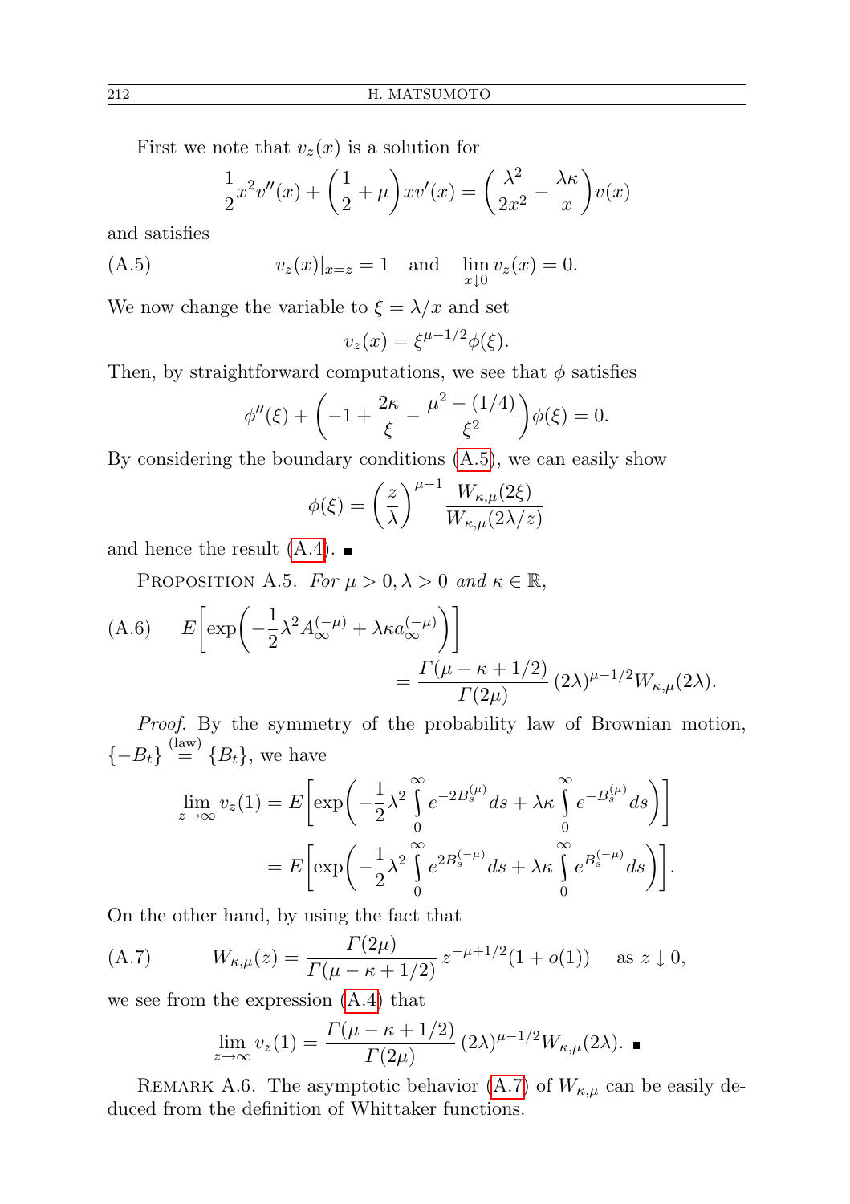First we note that $v_z(x)$ is a solution for

$$\frac{1}{2}x^2 v''(x) + \left(\frac{1}{2}+\mu\right) x v'(x) = \left(\frac{\lambda^2}{2x^2} - \frac{\lambda\kappa}{x}\right) v(x)$$

and satisfies

$$v_z(x)|_{x=z} = 1 \quad \text{and} \quad \lim_{x\downarrow 0} v_z(x) = 0. \tag{A.5}$$

We now change the variable to $\xi = \lambda/x$ and set

$$v_z(x) = \xi^{\mu-1/2}\phi(\xi).$$

Then, by straightforward computations, we see that $\phi$ satisfies

$$\phi''(\xi) + \left(-1 + \frac{2\kappa}{\xi} - \frac{\mu^2-(1/4)}{\xi^2}\right)\phi(\xi) = 0.$$

By considering the boundary conditions (A.5), we can easily show

$$\phi(\xi) = \left(\frac{z}{\lambda}\right)^{\mu-1} \frac{W_{\kappa,\mu}(2\xi)}{W_{\kappa,\mu}(2\lambda/z)}$$

and hence the result (A.4). ∎

Proposition A.5. *For $\mu>0, \lambda>0$ and $\kappa\in\mathbb{R}$,*

$$E\left[\exp\left(-\frac{1}{2}\lambda^2 A_\infty^{(-\mu)} + \lambda\kappa a_\infty^{(-\mu)}\right)\right] = \frac{\Gamma(\mu-\kappa+1/2)}{\Gamma(2\mu)}\,(2\lambda)^{\mu-1/2} W_{\kappa,\mu}(2\lambda). \tag{A.6}$$

*Proof.* By the symmetry of the probability law of Brownian motion, $\{-B_t\} \overset{\text{(law)}}{=} \{B_t\}$, we have

$$\begin{aligned}\lim_{z\to\infty} v_z(1) &= E\left[\exp\left(-\frac{1}{2}\lambda^2 \int_0^\infty e^{-2B_s^{(\mu)}}ds + \lambda\kappa\int_0^\infty e^{-B_s^{(\mu)}}ds\right)\right] \\ &= E\left[\exp\left(-\frac{1}{2}\lambda^2 \int_0^\infty e^{2B_s^{(-\mu)}}ds + \lambda\kappa\int_0^\infty e^{B_s^{(-\mu)}}ds\right)\right].\end{aligned}$$

On the other hand, by using the fact that

$$W_{\kappa,\mu}(z) = \frac{\Gamma(2\mu)}{\Gamma(\mu-\kappa+1/2)}\, z^{-\mu+1/2}(1+o(1)) \quad \text{as } z\downarrow 0, \tag{A.7}$$

we see from the expression (A.4) that

$$\lim_{z\to\infty} v_z(1) = \frac{\Gamma(\mu-\kappa+1/2)}{\Gamma(2\mu)}\,(2\lambda)^{\mu-1/2}W_{\kappa,\mu}(2\lambda). \ ∎$$

Remark A.6. The asymptotic behavior (A.7) of $W_{\kappa,\mu}$ can be easily deduced from the definition of Whittaker functions.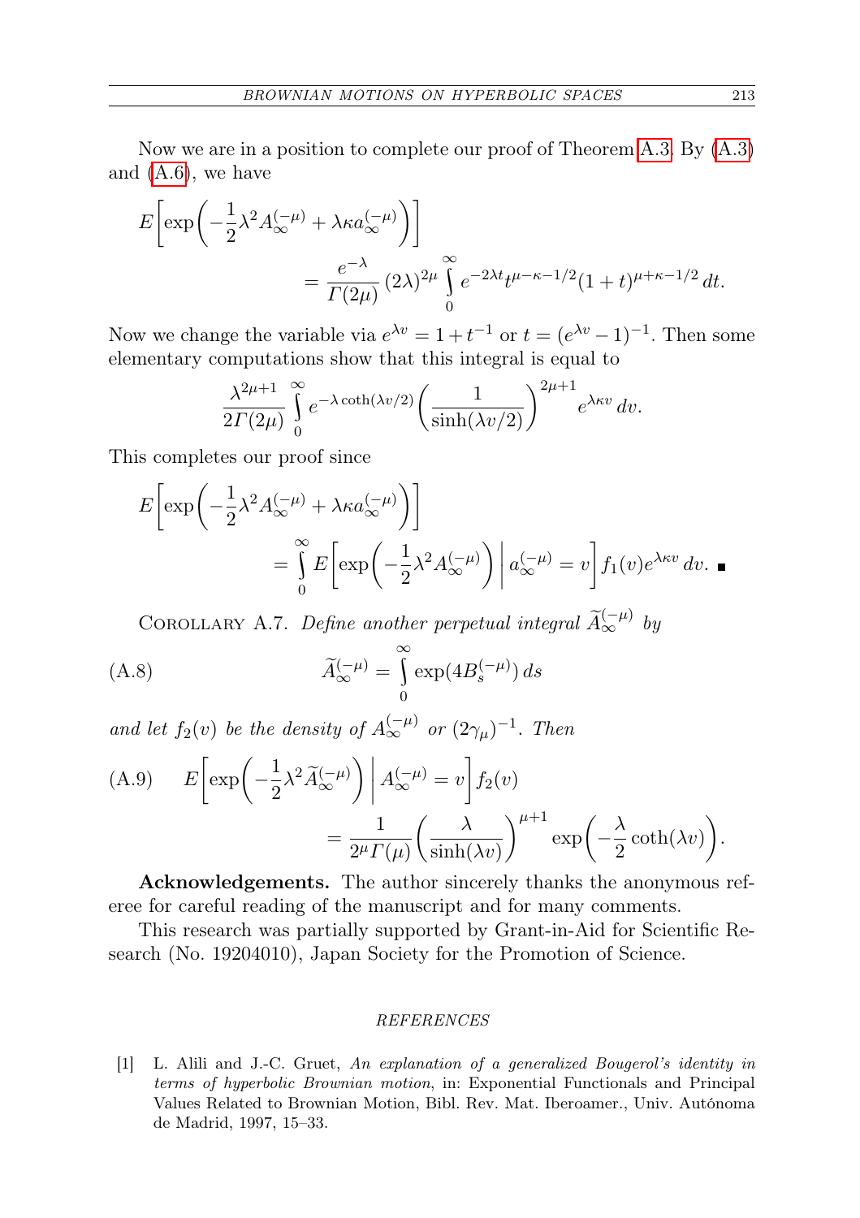Now we are in a position to complete our proof of Theorem A.3. By (A.3) and (A.6), we have

$$E\bigg[\exp\bigg(-\frac{1}{2}\lambda^2 A_\infty^{(-\mu)} + \lambda\kappa a_\infty^{(-\mu)}\bigg)\bigg] = \frac{e^{-\lambda}}{\Gamma(2\mu)}\,(2\lambda)^{2\mu}\int_0^\infty e^{-2\lambda t} t^{\mu-\kappa-1/2}(1+t)^{\mu+\kappa-1/2}\,dt.$$

Now we change the variable via $e^{\lambda v} = 1 + t^{-1}$ or $t = (e^{\lambda v}-1)^{-1}$. Then some elementary computations show that this integral is equal to

$$\frac{\lambda^{2\mu+1}}{2\Gamma(2\mu)}\int_0^\infty e^{-\lambda\coth(\lambda v/2)}\bigg(\frac{1}{\sinh(\lambda v/2)}\bigg)^{2\mu+1} e^{\lambda\kappa v}\,dv.$$

This completes our proof since

$$E\bigg[\exp\bigg(-\frac{1}{2}\lambda^2 A_\infty^{(-\mu)} + \lambda\kappa a_\infty^{(-\mu)}\bigg)\bigg] = \int_0^\infty E\bigg[\exp\bigg(-\frac{1}{2}\lambda^2 A_\infty^{(-\mu)}\bigg)\,\bigg|\, a_\infty^{(-\mu)} = v\bigg] f_1(v)e^{\lambda\kappa v}\,dv. \blacksquare$$

Corollary A.7. *Define another perpetual integral* $\widetilde{A}_\infty^{(-\mu)}$ *by*

$$\widetilde{A}_\infty^{(-\mu)} = \int_0^\infty \exp(4B_s^{(-\mu)})\,ds \tag{A.8}$$

*and let* $f_2(v)$ *be the density of* $A_\infty^{(-\mu)}$ *or* $(2\gamma_\mu)^{-1}$. *Then*

$$E\bigg[\exp\bigg(-\frac{1}{2}\lambda^2 \widetilde{A}_\infty^{(-\mu)}\bigg)\,\bigg|\, A_\infty^{(-\mu)} = v\bigg] f_2(v) = \frac{1}{2^\mu\Gamma(\mu)}\bigg(\frac{\lambda}{\sinh(\lambda v)}\bigg)^{\mu+1}\exp\bigg(-\frac{\lambda}{2}\coth(\lambda v)\bigg). \tag{A.9}$$

**Acknowledgements.** The author sincerely thanks the anonymous referee for careful reading of the manuscript and for many comments.

This research was partially supported by Grant-in-Aid for Scientific Research (No. 19204010), Japan Society for the Promotion of Science.

## REFERENCES

[1] L. Alili and J.-C. Gruet, *An explanation of a generalized Bougerol's identity in terms of hyperbolic Brownian motion*, in: Exponential Functionals and Principal Values Related to Brownian Motion, Bibl. Rev. Mat. Iberoamer., Univ. Autónoma de Madrid, 1997, 15–33.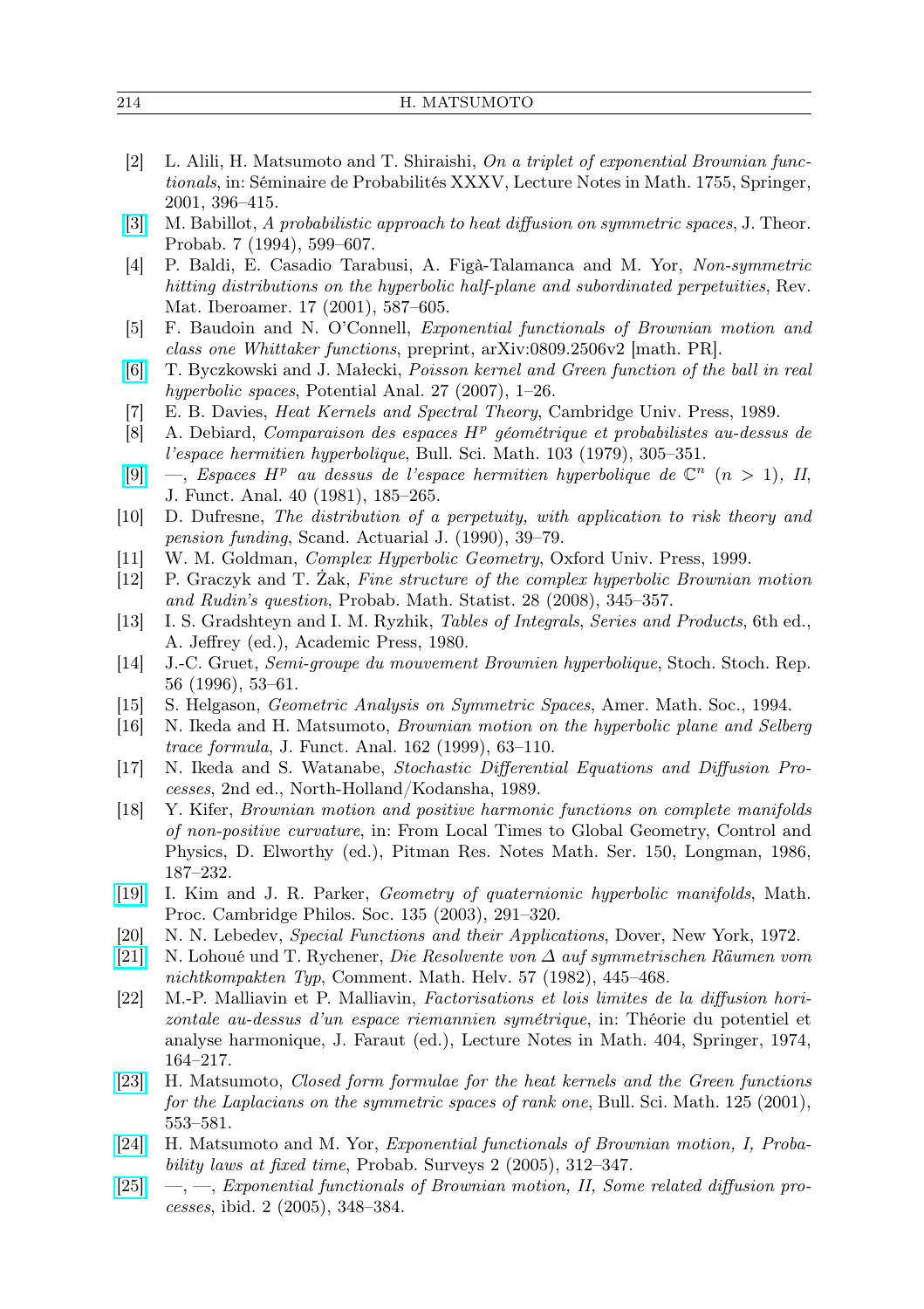[2] L. Alili, H. Matsumoto and T. Shiraishi, *On a triplet of exponential Brownian functionals*, in: Séminaire de Probabilités XXXV, Lecture Notes in Math. 1755, Springer, 2001, 396–415.

[3] M. Babillot, *A probabilistic approach to heat diffusion on symmetric spaces*, J. Theor. Probab. 7 (1994), 599–607.

[4] P. Baldi, E. Casadio Tarabusi, A. Figà-Talamanca and M. Yor, *Non-symmetric hitting distributions on the hyperbolic half-plane and subordinated perpetuities*, Rev. Mat. Iberoamer. 17 (2001), 587–605.

[5] F. Baudoin and N. O'Connell, *Exponential functionals of Brownian motion and class one Whittaker functions*, preprint, arXiv:0809.2506v2 [math. PR].

[6] T. Byczkowski and J. Małecki, *Poisson kernel and Green function of the ball in real hyperbolic spaces*, Potential Anal. 27 (2007), 1–26.

[7] E. B. Davies, *Heat Kernels and Spectral Theory*, Cambridge Univ. Press, 1989.

[8] A. Debiard, *Comparaison des espaces $H^p$ géométrique et probabilistes au-dessus de l'espace hermitien hyperbolique*, Bull. Sci. Math. 103 (1979), 305–351.

[9] —, *Espaces $H^p$ au dessus de l'espace hermitien hyperbolique de $\mathbb{C}^n$ $(n > 1)$, II*, J. Funct. Anal. 40 (1981), 185–265.

[10] D. Dufresne, *The distribution of a perpetuity, with application to risk theory and pension funding*, Scand. Actuarial J. (1990), 39–79.

[11] W. M. Goldman, *Complex Hyperbolic Geometry*, Oxford Univ. Press, 1999.

[12] P. Graczyk and T. Żak, *Fine structure of the complex hyperbolic Brownian motion and Rudin's question*, Probab. Math. Statist. 28 (2008), 345–357.

[13] I. S. Gradshteyn and I. M. Ryzhik, *Tables of Integrals, Series and Products*, 6th ed., A. Jeffrey (ed.), Academic Press, 1980.

[14] J.-C. Gruet, *Semi-groupe du mouvement Brownien hyperbolique*, Stoch. Stoch. Rep. 56 (1996), 53–61.

[15] S. Helgason, *Geometric Analysis on Symmetric Spaces*, Amer. Math. Soc., 1994.

[16] N. Ikeda and H. Matsumoto, *Brownian motion on the hyperbolic plane and Selberg trace formula*, J. Funct. Anal. 162 (1999), 63–110.

[17] N. Ikeda and S. Watanabe, *Stochastic Differential Equations and Diffusion Processes*, 2nd ed., North-Holland/Kodansha, 1989.

[18] Y. Kifer, *Brownian motion and positive harmonic functions on complete manifolds of non-positive curvature*, in: From Local Times to Global Geometry, Control and Physics, D. Elworthy (ed.), Pitman Res. Notes Math. Ser. 150, Longman, 1986, 187–232.

[19] I. Kim and J. R. Parker, *Geometry of quaternionic hyperbolic manifolds*, Math. Proc. Cambridge Philos. Soc. 135 (2003), 291–320.

[20] N. N. Lebedev, *Special Functions and their Applications*, Dover, New York, 1972.

[21] N. Lohoué und T. Rychener, *Die Resolvente von $\Delta$ auf symmetrischen Räumen vom nichtkompakten Typ*, Comment. Math. Helv. 57 (1982), 445–468.

[22] M.-P. Malliavin et P. Malliavin, *Factorisations et lois limites de la diffusion horizontale au-dessus d'un espace riemannien symétrique*, in: Théorie du potentiel et analyse harmonique, J. Faraut (ed.), Lecture Notes in Math. 404, Springer, 1974, 164–217.

[23] H. Matsumoto, *Closed form formulae for the heat kernels and the Green functions for the Laplacians on the symmetric spaces of rank one*, Bull. Sci. Math. 125 (2001), 553–581.

[24] H. Matsumoto and M. Yor, *Exponential functionals of Brownian motion, I, Probability laws at fixed time*, Probab. Surveys 2 (2005), 312–347.

[25] —, —, *Exponential functionals of Brownian motion, II, Some related diffusion processes*, ibid. 2 (2005), 348–384.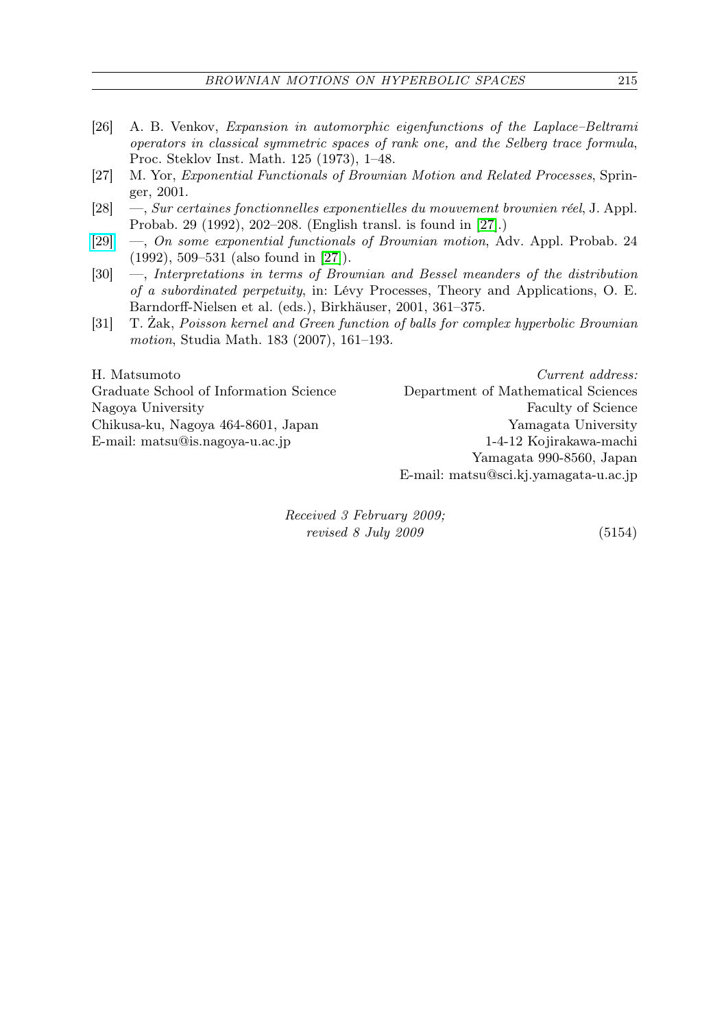[26] A. B. Venkov, *Expansion in automorphic eigenfunctions of the Laplace–Beltrami operators in classical symmetric spaces of rank one, and the Selberg trace formula*, Proc. Steklov Inst. Math. 125 (1973), 1–48.

[27] M. Yor, *Exponential Functionals of Brownian Motion and Related Processes*, Springer, 2001.

[28] —, *Sur certaines fonctionnelles exponentielles du mouvement brownien réel*, J. Appl. Probab. 29 (1992), 202–208. (English transl. is found in [27].)

[29] —, *On some exponential functionals of Brownian motion*, Adv. Appl. Probab. 24 (1992), 509–531 (also found in [27]).

[30] —, *Interpretations in terms of Brownian and Bessel meanders of the distribution of a subordinated perpetuity*, in: Lévy Processes, Theory and Applications, O. E. Barndorff-Nielsen et al. (eds.), Birkhäuser, 2001, 361–375.

[31] T. Żak, *Poisson kernel and Green function of balls for complex hyperbolic Brownian motion*, Studia Math. 183 (2007), 161–193.

H. Matsumoto
Graduate School of Information Science
Nagoya University
Chikusa-ku, Nagoya 464-8601, Japan
E-mail: matsu@is.nagoya-u.ac.jp

*Current address:*
Department of Mathematical Sciences
Faculty of Science
Yamagata University
1-4-12 Kojirakawa-machi
Yamagata 990-8560, Japan
E-mail: matsu@sci.kj.yamagata-u.ac.jp

*Received 3 February 2009;*
*revised 8 July 2009* (5154)